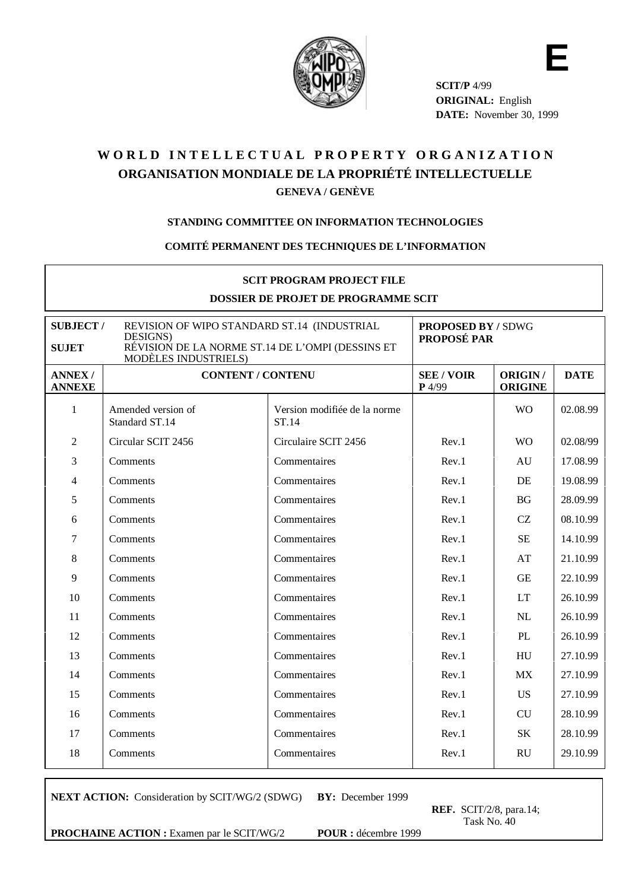**E**

**SCIT/P** 4/99
**ORIGINAL:** English
**DATE:** November 30, 1999

# WORLD INTELLECTUAL PROPERTY ORGANIZATION
## ORGANISATION MONDIALE DE LA PROPRIÉTÉ INTELLECTUELLE
### GENEVA / GENÈVE

**STANDING COMMITTEE ON INFORMATION TECHNOLOGIES**

**COMITÉ PERMANENT DES TECHNIQUES DE L'INFORMATION**

**SCIT PROGRAM PROJECT FILE**

**DOSSIER DE PROJET DE PROGRAMME SCIT**

| **SUBJECT / SUJET** | REVISION OF WIPO STANDARD ST.14 (INDUSTRIAL DESIGNS) RÉVISION DE LA NORME ST.14 DE L'OMPI (DESSINS ET MODÈLES INDUSTRIELS) | | **PROPOSED BY / PROPOSÉ PAR** SDWG | | |
|---|---|---|---|---|---|
| **ANNEX / ANNEXE** | **CONTENT / CONTENU** | | **SEE / VOIR P** 4/99 | **ORIGIN / ORIGINE** | **DATE** |
| 1 | Amended version of Standard ST.14 | Version modifiée de la norme ST.14 | | WO | 02.08.99 |
| 2 | Circular SCIT 2456 | Circulaire SCIT 2456 | Rev.1 | WO | 02.08/99 |
| 3 | Comments | Commentaires | Rev.1 | AU | 17.08.99 |
| 4 | Comments | Commentaires | Rev.1 | DE | 19.08.99 |
| 5 | Comments | Commentaires | Rev.1 | BG | 28.09.99 |
| 6 | Comments | Commentaires | Rev.1 | CZ | 08.10.99 |
| 7 | Comments | Commentaires | Rev.1 | SE | 14.10.99 |
| 8 | Comments | Commentaires | Rev.1 | AT | 21.10.99 |
| 9 | Comments | Commentaires | Rev.1 | GE | 22.10.99 |
| 10 | Comments | Commentaires | Rev.1 | LT | 26.10.99 |
| 11 | Comments | Commentaires | Rev.1 | NL | 26.10.99 |
| 12 | Comments | Commentaires | Rev.1 | PL | 26.10.99 |
| 13 | Comments | Commentaires | Rev.1 | HU | 27.10.99 |
| 14 | Comments | Commentaires | Rev.1 | MX | 27.10.99 |
| 15 | Comments | Commentaires | Rev.1 | US | 27.10.99 |
| 16 | Comments | Commentaires | Rev.1 | CU | 28.10.99 |
| 17 | Comments | Commentaires | Rev.1 | SK | 28.10.99 |
| 18 | Comments | Commentaires | Rev.1 | RU | 29.10.99 |

**NEXT ACTION:** Consideration by SCIT/WG/2 (SDWG) **BY:** December 1999

**REF.** SCIT/2/8, para.14; Task No. 40

**PROCHAINE ACTION :** Examen par le SCIT/WG/2 **POUR :** décembre 1999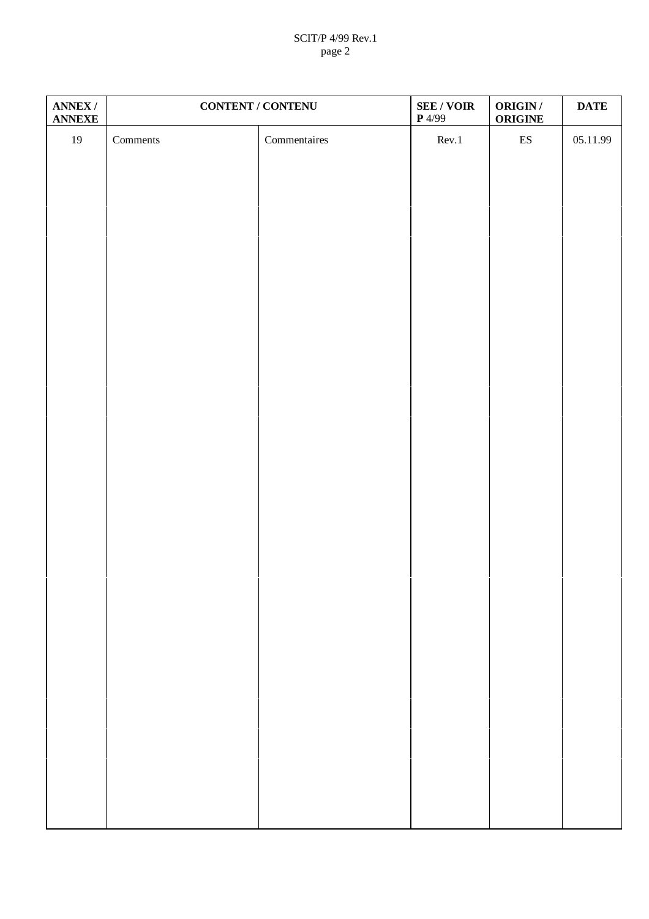| ANNEX / ANNEXE | CONTENT / CONTENU | | SEE / VOIR **P** 4/99 | ORIGIN / ORIGINE | DATE |
|---|---|---|---|---|---|
| 19 | Comments | Commentaires | Rev.1 | ES | 05.11.99 |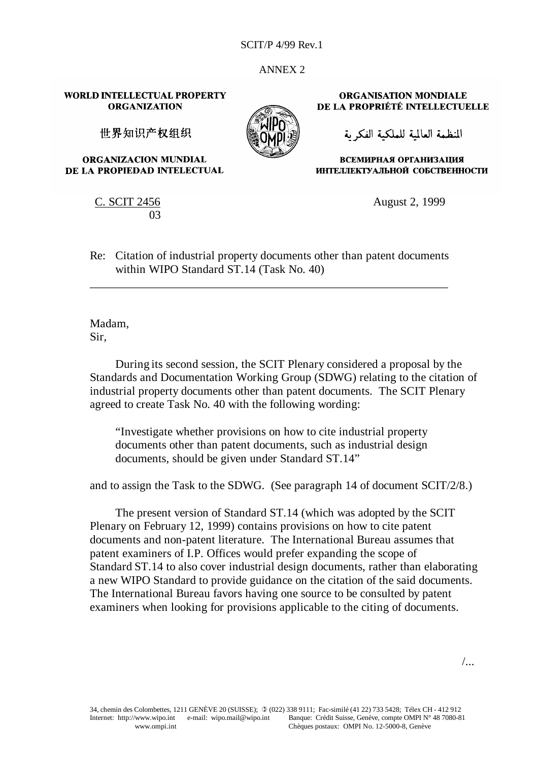SCIT/P 4/99 Rev.1

ANNEX 2

**WORLD INTELLECTUAL PROPERTY ORGANIZATION**

世界知识产权组织

**ORGANIZACION MUNDIAL DE LA PROPIEDAD INTELECTUAL**

**ORGANISATION MONDIALE DE LA PROPRIÉTÉ INTELLECTUELLE**

المنظمة العالمية للملكية الفكرية

**ВСЕМИРНАЯ ОРГАНИЗАЦИЯ ИНТЕЛЛЕКТУАЛЬНОЙ СОБСТВЕННОСТИ**

C. SCIT 2456
03

August 2, 1999

Re: Citation of industrial property documents other than patent documents within WIPO Standard ST.14 (Task No. 40)

---

Madam,
Sir,

During its second session, the SCIT Plenary considered a proposal by the Standards and Documentation Working Group (SDWG) relating to the citation of industrial property documents other than patent documents. The SCIT Plenary agreed to create Task No. 40 with the following wording:

> "Investigate whether provisions on how to cite industrial property documents other than patent documents, such as industrial design documents, should be given under Standard ST.14"

and to assign the Task to the SDWG. (See paragraph 14 of document SCIT/2/8.)

The present version of Standard ST.14 (which was adopted by the SCIT Plenary on February 12, 1999) contains provisions on how to cite patent documents and non-patent literature. The International Bureau assumes that patent examiners of I.P. Offices would prefer expanding the scope of Standard ST.14 to also cover industrial design documents, rather than elaborating a new WIPO Standard to provide guidance on the citation of the said documents. The International Bureau favors having one source to be consulted by patent examiners when looking for provisions applicable to the citing of documents.

/...

34, chemin des Colombettes, 1211 GENÈVE 20 (SUISSE); ✆ (022) 338 9111; Fac-similé (41 22) 733 5428; Télex CH - 412 912
Internet: http://www.wipo.int e-mail: wipo.mail@wipo.int Banque: Crédit Suisse, Genève, compte OMPI N° 48 7080-81
www.ompi.int Chèques postaux: OMPI No. 12-5000-8, Genève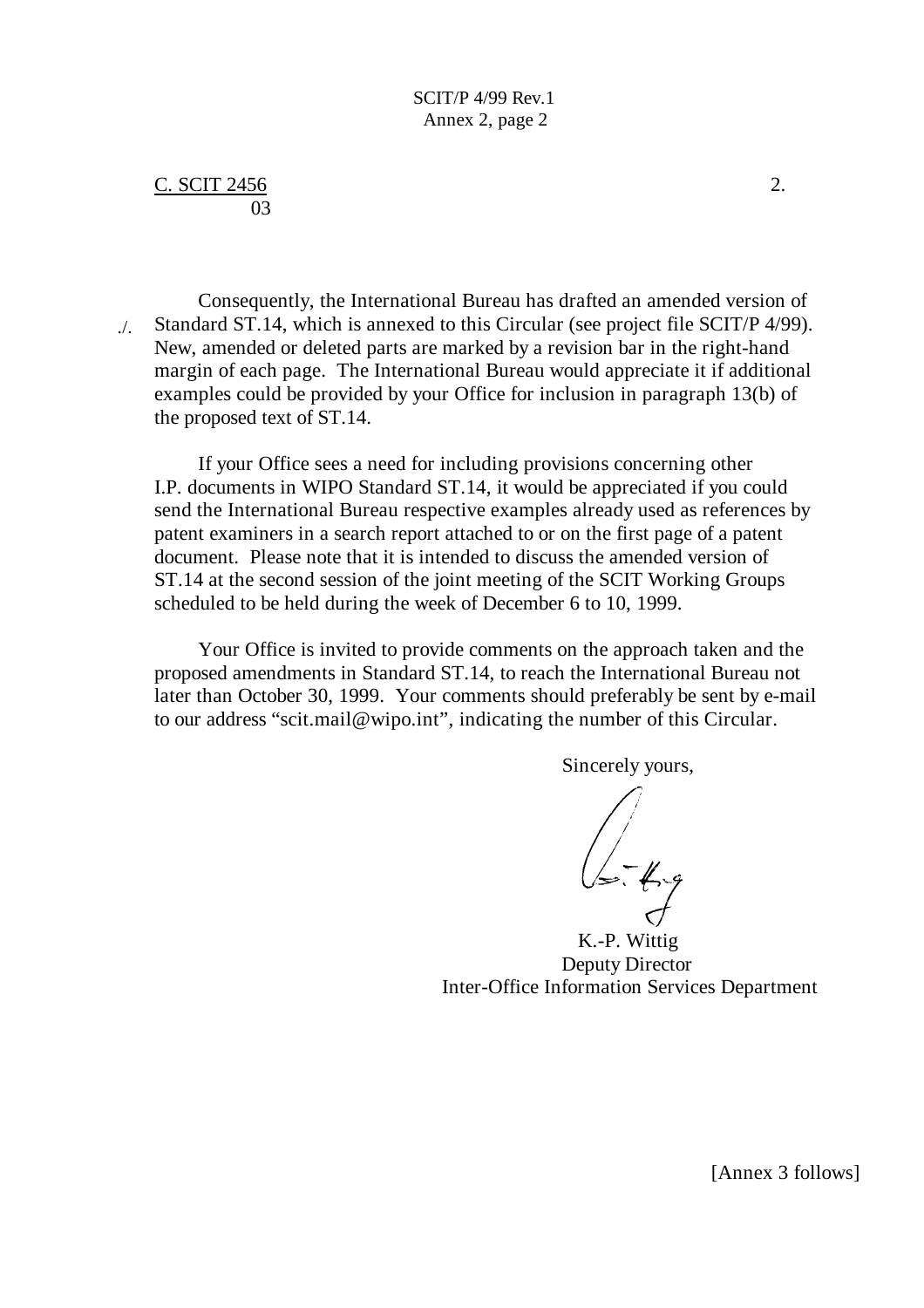C. SCIT 2456
03

2.

Consequently, the International Bureau has drafted an amended version of Standard ST.14, which is annexed to this Circular (see project file SCIT/P 4/99). New, amended or deleted parts are marked by a revision bar in the right-hand margin of each page. The International Bureau would appreciate it if additional examples could be provided by your Office for inclusion in paragraph 13(b) of the proposed text of ST.14.

./.

If your Office sees a need for including provisions concerning other I.P. documents in WIPO Standard ST.14, it would be appreciated if you could send the International Bureau respective examples already used as references by patent examiners in a search report attached to or on the first page of a patent document. Please note that it is intended to discuss the amended version of ST.14 at the second session of the joint meeting of the SCIT Working Groups scheduled to be held during the week of December 6 to 10, 1999.

Your Office is invited to provide comments on the approach taken and the proposed amendments in Standard ST.14, to reach the International Bureau not later than October 30, 1999. Your comments should preferably be sent by e-mail to our address "scit.mail@wipo.int", indicating the number of this Circular.

Sincerely yours,

K.-P. Wittig
Deputy Director
Inter-Office Information Services Department

[Annex 3 follows]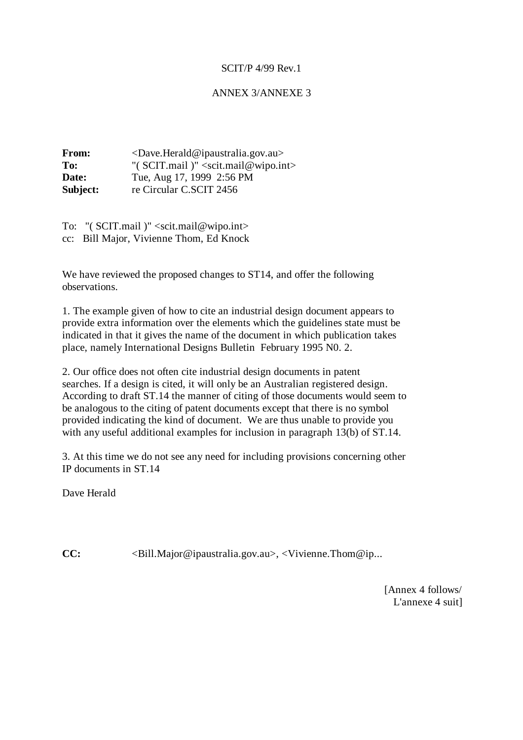SCIT/P 4/99 Rev.1

ANNEX 3/ANNEXE 3

**From:** <Dave.Herald@ipaustralia.gov.au>
**To:** "( SCIT.mail )" <scit.mail@wipo.int>
**Date:** Tue, Aug 17, 1999 2:56 PM
**Subject:** re Circular C.SCIT 2456

To: "( SCIT.mail )" <scit.mail@wipo.int>
cc: Bill Major, Vivienne Thom, Ed Knock

We have reviewed the proposed changes to ST14, and offer the following observations.

1. The example given of how to cite an industrial design document appears to provide extra information over the elements which the guidelines state must be indicated in that it gives the name of the document in which publication takes place, namely International Designs Bulletin February 1995 N0. 2.

2. Our office does not often cite industrial design documents in patent searches. If a design is cited, it will only be an Australian registered design. According to draft ST.14 the manner of citing of those documents would seem to be analogous to the citing of patent documents except that there is no symbol provided indicating the kind of document. We are thus unable to provide you with any useful additional examples for inclusion in paragraph 13(b) of ST.14.

3. At this time we do not see any need for including provisions concerning other IP documents in ST.14

Dave Herald

**CC:** <Bill.Major@ipaustralia.gov.au>, <Vivienne.Thom@ip...

[Annex 4 follows/
L'annexe 4 suit]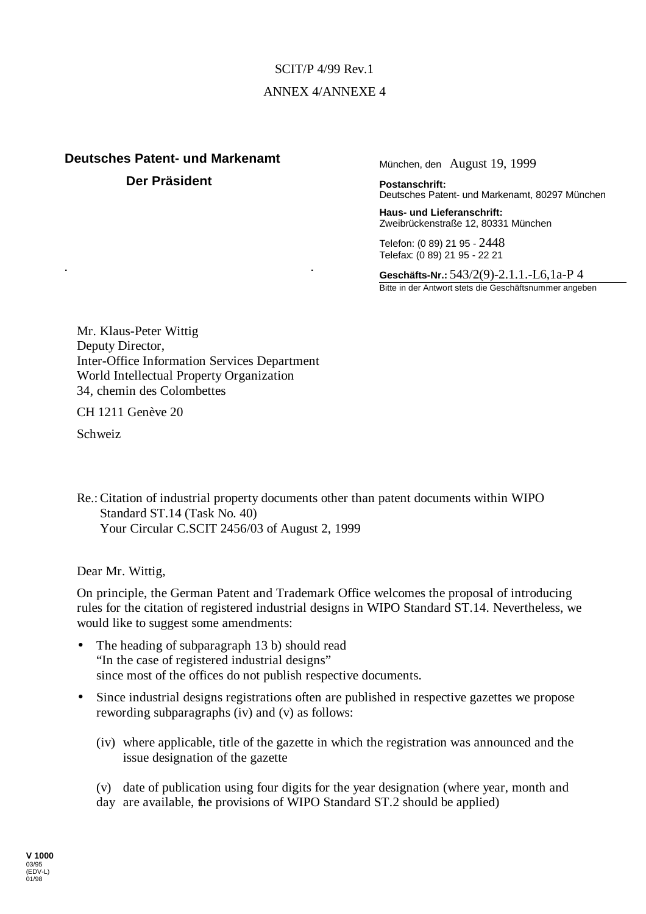SCIT/P 4/99 Rev.1

ANNEX 4/ANNEXE 4

**Deutsches Patent- und Markenamt**

**Der Präsident**

München, den August 19, 1999

**Postanschrift:**
Deutsches Patent- und Markenamt, 80297 München

**Haus- und Lieferanschrift:**
Zweibrückenstraße 12, 80331 München

Telefon: (0 89) 21 95 - 2448
Telefax: (0 89) 21 95 - 22 21

**Geschäfts-Nr.:** 543/2(9)-2.1.1.-L6,1a-P 4
Bitte in der Antwort stets die Geschäftsnummer angeben

Mr. Klaus-Peter Wittig
Deputy Director,
Inter-Office Information Services Department
World Intellectual Property Organization
34, chemin des Colombettes

CH 1211 Genève 20

Schweiz

Re.: Citation of industrial property documents other than patent documents within WIPO Standard ST.14 (Task No. 40)
Your Circular C.SCIT 2456/03 of August 2, 1999

Dear Mr. Wittig,

On principle, the German Patent and Trademark Office welcomes the proposal of introducing rules for the citation of registered industrial designs in WIPO Standard ST.14. Nevertheless, we would like to suggest some amendments:

- The heading of subparagraph 13 b) should read
  "In the case of registered industrial designs"
  since most of the offices do not publish respective documents.
- Since industrial designs registrations often are published in respective gazettes we propose rewording subparagraphs (iv) and (v) as follows:

  (iv) where applicable, title of the gazette in which the registration was announced and the issue designation of the gazette

  (v) date of publication using four digits for the year designation (where year, month and day are available, the provisions of WIPO Standard ST.2 should be applied)

V 1000
03/95
(EDV-L)
01/98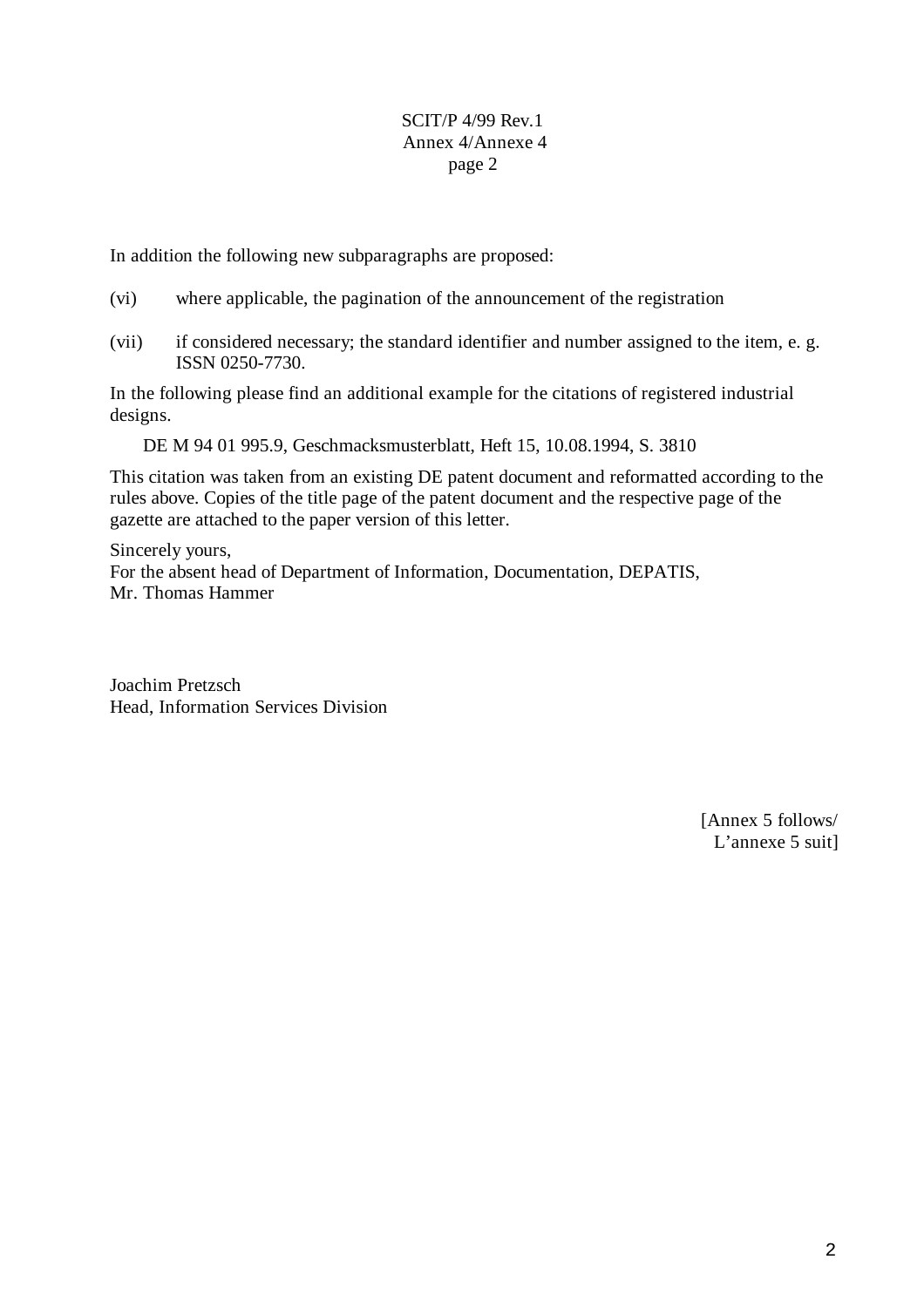In addition the following new subparagraphs are proposed:

(vi) where applicable, the pagination of the announcement of the registration

(vii) if considered necessary; the standard identifier and number assigned to the item, e. g. ISSN 0250-7730.

In the following please find an additional example for the citations of registered industrial designs.

DE M 94 01 995.9, Geschmacksmusterblatt, Heft 15, 10.08.1994, S. 3810

This citation was taken from an existing DE patent document and reformatted according to the rules above. Copies of the title page of the patent document and the respective page of the gazette are attached to the paper version of this letter.

Sincerely yours,
For the absent head of Department of Information, Documentation, DEPATIS,
Mr. Thomas Hammer

Joachim Pretzsch
Head, Information Services Division

[Annex 5 follows/
L'annexe 5 suit]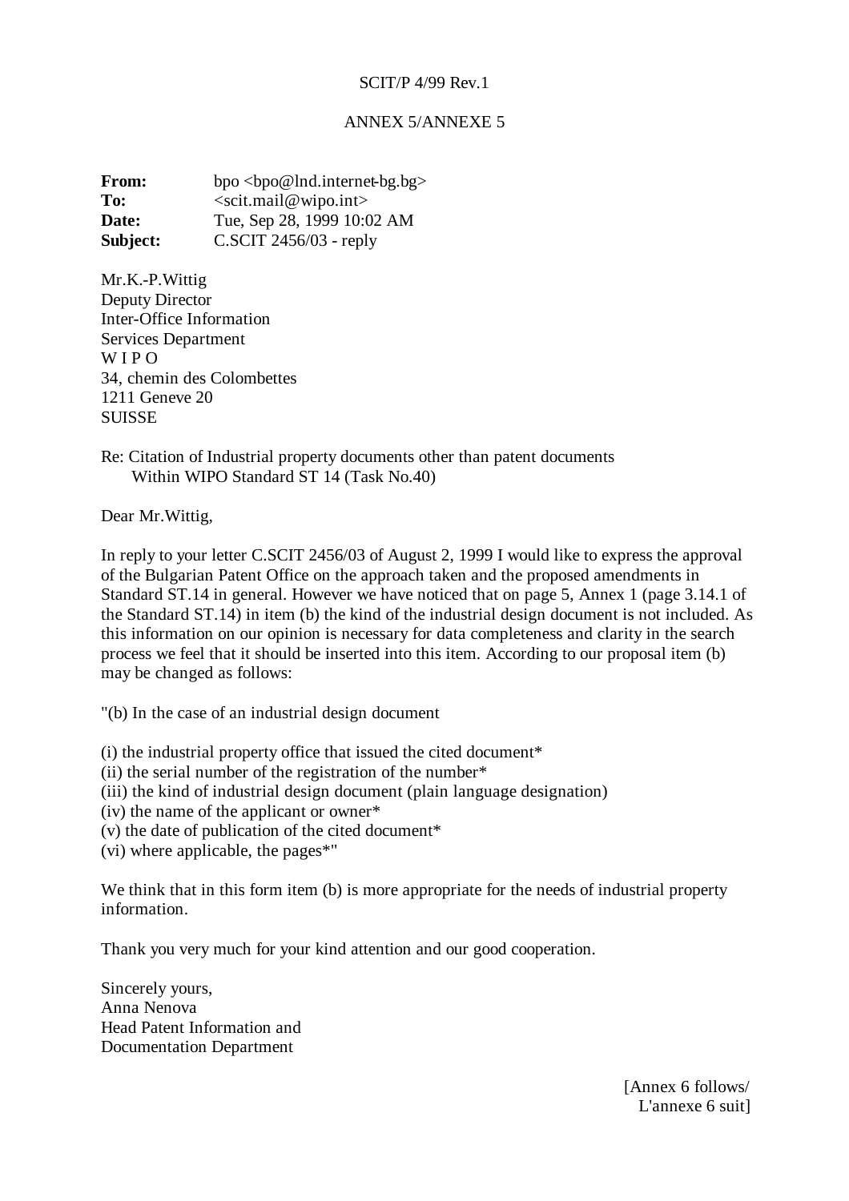SCIT/P 4/99 Rev.1

ANNEX 5/ANNEXE 5

**From:** bpo <bpo@lnd.internet-bg.bg>
**To:** <scit.mail@wipo.int>
**Date:** Tue, Sep 28, 1999 10:02 AM
**Subject:** C.SCIT 2456/03 - reply

Mr.K.-P.Wittig
Deputy Director
Inter-Office Information
Services Department
W I P O
34, chemin des Colombettes
1211 Geneve 20
SUISSE

Re: Citation of Industrial property documents other than patent documents
Within WIPO Standard ST 14 (Task No.40)

Dear Mr.Wittig,

In reply to your letter C.SCIT 2456/03 of August 2, 1999 I would like to express the approval of the Bulgarian Patent Office on the approach taken and the proposed amendments in Standard ST.14 in general. However we have noticed that on page 5, Annex 1 (page 3.14.1 of the Standard ST.14) in item (b) the kind of the industrial design document is not included. As this information on our opinion is necessary for data completeness and clarity in the search process we feel that it should be inserted into this item. According to our proposal item (b) may be changed as follows:

"(b) In the case of an industrial design document

(i) the industrial property office that issued the cited document*
(ii) the serial number of the registration of the number*
(iii) the kind of industrial design document (plain language designation)
(iv) the name of the applicant or owner*
(v) the date of publication of the cited document*
(vi) where applicable, the pages*"

We think that in this form item (b) is more appropriate for the needs of industrial property information.

Thank you very much for your kind attention and our good cooperation.

Sincerely yours,
Anna Nenova
Head Patent Information and
Documentation Department

[Annex 6 follows/
L'annexe 6 suit]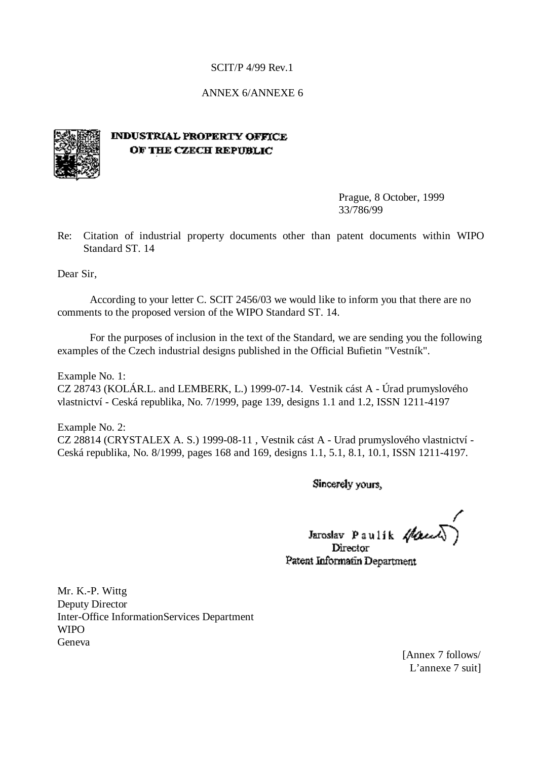SCIT/P 4/99 Rev.1

ANNEX 6/ANNEXE 6

**INDUSTRIAL PROPERTY OFFICE**
**OF THE CZECH REPUBLIC**

Prague, 8 October, 1999
33/786/99

Re: Citation of industrial property documents other than patent documents within WIPO Standard ST. 14

Dear Sir,

According to your letter C. SCIT 2456/03 we would like to inform you that there are no comments to the proposed version of the WIPO Standard ST. 14.

For the purposes of inclusion in the text of the Standard, we are sending you the following examples of the Czech industrial designs published in the Official Bufietin "Vestník".

Example No. 1:
CZ 28743 (KOLÁR.L. and LEMBERK, L.) 1999-07-14. Vestnik cást A - Úrad prumyslového vlastnictví - Ceská republika, No. 7/1999, page 139, designs 1.1 and 1.2, ISSN 1211-4197

Example No. 2:
CZ 28814 (CRYSTALEX A. S.) 1999-08-11 , Vestnik cást A - Urad prumyslového vlastnictví - Ceská republika, No. 8/1999, pages 168 and 169, designs 1.1, 5.1, 8.1, 10.1, ISSN 1211-4197.

Sincerely yours,

Jaroslav Paulík
Director
Patent Informatin Department

Mr. K.-P. Wittg
Deputy Director
Inter-Office InformationServices Department
WIPO
Geneva

[Annex 7 follows/
L'annexe 7 suit]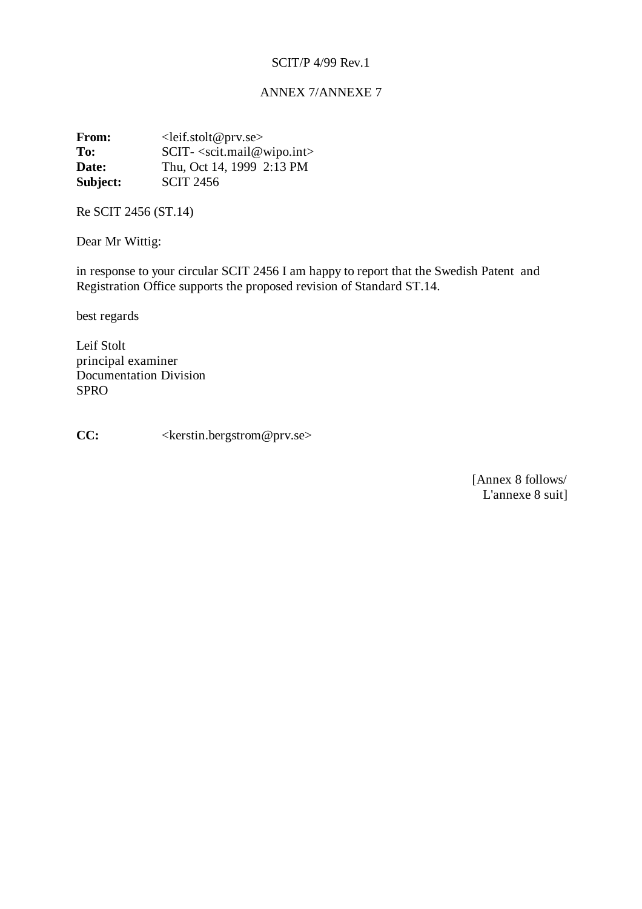ANNEX 7/ANNEXE 7

**From:** <leif.stolt@prv.se>
**To:** SCIT- <scit.mail@wipo.int>
**Date:** Thu, Oct 14, 1999 2:13 PM
**Subject:** SCIT 2456

Re SCIT 2456 (ST.14)

Dear Mr Wittig:

in response to your circular SCIT 2456 I am happy to report that the Swedish Patent and Registration Office supports the proposed revision of Standard ST.14.

best regards

Leif Stolt
principal examiner
Documentation Division
SPRO

**CC:** <kerstin.bergstrom@prv.se>

[Annex 8 follows/
L'annexe 8 suit]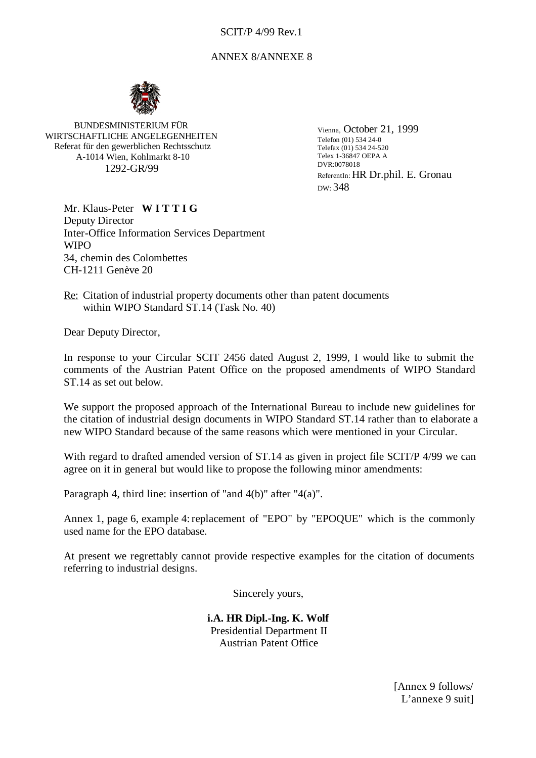SCIT/P 4/99 Rev.1

ANNEX 8/ANNEXE 8

BUNDESMINISTERIUM FÜR
WIRTSCHAFTLICHE ANGELEGENHEITEN
Referat für den gewerblichen Rechtsschutz
A-1014 Wien, Kohlmarkt 8-10
1292-GR/99

Vienna, October 21, 1999
Telefon (01) 534 24-0
Telefax (01) 534 24-520
Telex 1-36847 OEPA A
DVR:0078018
ReferentIn: HR Dr.phil. E. Gronau
DW: 348

Mr. Klaus-Peter **W I T T I G**
Deputy Director
Inter-Office Information Services Department
WIPO
34, chemin des Colombettes
CH-1211 Genève 20

Re: Citation of industrial property documents other than patent documents within WIPO Standard ST.14 (Task No. 40)

Dear Deputy Director,

In response to your Circular SCIT 2456 dated August 2, 1999, I would like to submit the comments of the Austrian Patent Office on the proposed amendments of WIPO Standard ST.14 as set out below.

We support the proposed approach of the International Bureau to include new guidelines for the citation of industrial design documents in WIPO Standard ST.14 rather than to elaborate a new WIPO Standard because of the same reasons which were mentioned in your Circular.

With regard to drafted amended version of ST.14 as given in project file SCIT/P 4/99 we can agree on it in general but would like to propose the following minor amendments:

Paragraph 4, third line: insertion of "and 4(b)" after "4(a)".

Annex 1, page 6, example 4: replacement of "EPO" by "EPOQUE" which is the commonly used name for the EPO database.

At present we regrettably cannot provide respective examples for the citation of documents referring to industrial designs.

Sincerely yours,

**i.A. HR Dipl.-Ing. K. Wolf**
Presidential Department II
Austrian Patent Office

[Annex 9 follows/
L'annexe 9 suit]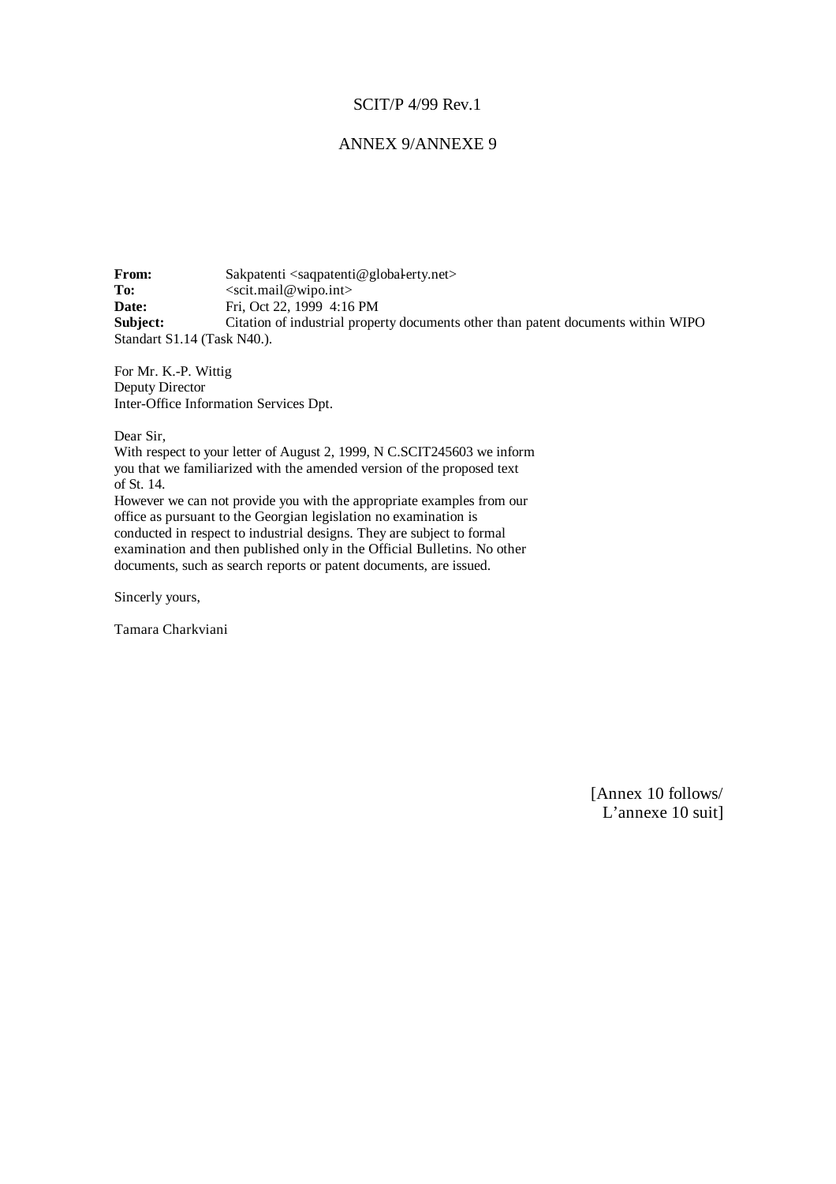SCIT/P 4/99 Rev.1

ANNEX 9/ANNEXE 9

**From:** Sakpatenti <saqpatenti@global-erty.net>
**To:** <scit.mail@wipo.int>
**Date:** Fri, Oct 22, 1999 4:16 PM
**Subject:** Citation of industrial property documents other than patent documents within WIPO Standart S1.14 (Task N40.).

For Mr. K.-P. Wittig
Deputy Director
Inter-Office Information Services Dpt.

Dear Sir,
With respect to your letter of August 2, 1999, N C.SCIT245603 we inform you that we familiarized with the amended version of the proposed text of St. 14.
However we can not provide you with the appropriate examples from our office as pursuant to the Georgian legislation no examination is conducted in respect to industrial designs. They are subject to formal examination and then published only in the Official Bulletins. No other documents, such as search reports or patent documents, are issued.

Sincerly yours,

Tamara Charkviani

[Annex 10 follows/
L'annexe 10 suit]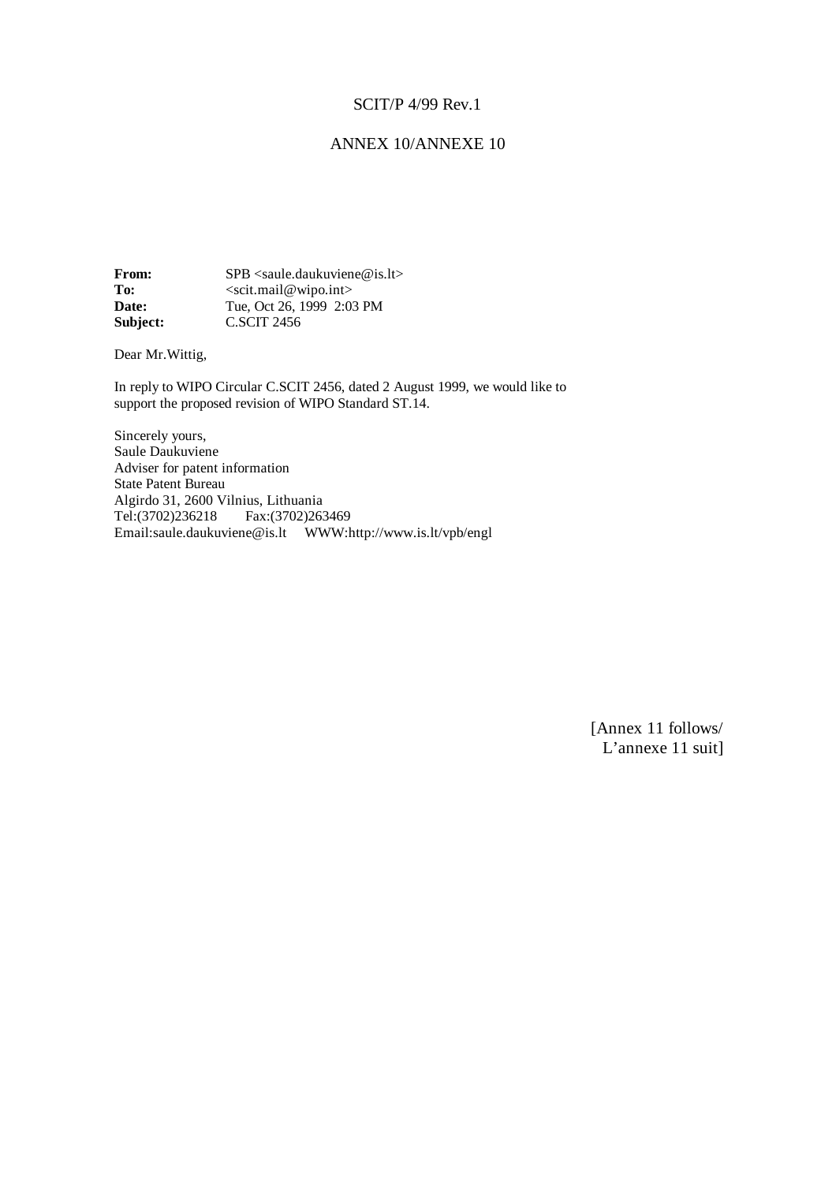SCIT/P 4/99 Rev.1

ANNEX 10/ANNEXE 10

**From:** SPB <saule.daukuviene@is.lt>
**To:** <scit.mail@wipo.int>
**Date:** Tue, Oct 26, 1999 2:03 PM
**Subject:** C.SCIT 2456

Dear Mr.Wittig,

In reply to WIPO Circular C.SCIT 2456, dated 2 August 1999, we would like to support the proposed revision of WIPO Standard ST.14.

Sincerely yours,
Saule Daukuviene
Adviser for patent information
State Patent Bureau
Algirdo 31, 2600 Vilnius, Lithuania
Tel:(3702)236218 Fax:(3702)263469
Email:saule.daukuviene@is.lt WWW:http://www.is.lt/vpb/engl

[Annex 11 follows/
L'annexe 11 suit]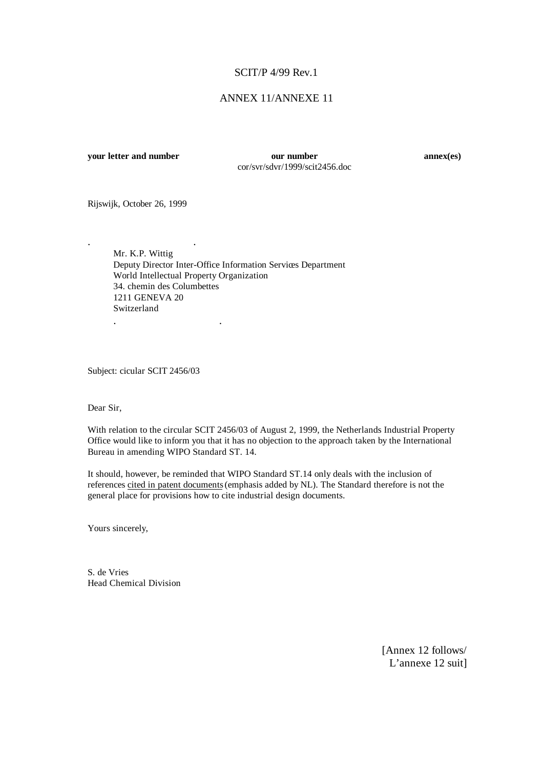SCIT/P 4/99 Rev.1

ANNEX 11/ANNEXE 11

| **your letter and number** | **our number** | **annex(es)** |
| --- | --- | --- |
| | cor/svr/sdvr/1999/scit2456.doc | |

Rijswijk, October 26, 1999

Mr. K.P. Wittig
Deputy Director Inter-Office Information Services Department
World Intellectual Property Organization
34. chemin des Columbettes
1211 GENEVA 20
Switzerland

Subject: cicular SCIT 2456/03

Dear Sir,

With relation to the circular SCIT 2456/03 of August 2, 1999, the Netherlands Industrial Property Office would like to inform you that it has no objection to the approach taken by the International Bureau in amending WIPO Standard ST. 14.

It should, however, be reminded that WIPO Standard ST.14 only deals with the inclusion of references <u>cited in patent documents</u> (emphasis added by NL). The Standard therefore is not the general place for provisions how to cite industrial design documents.

Yours sincerely,

S. de Vries
Head Chemical Division

[Annex 12 follows/
L'annexe 12 suit]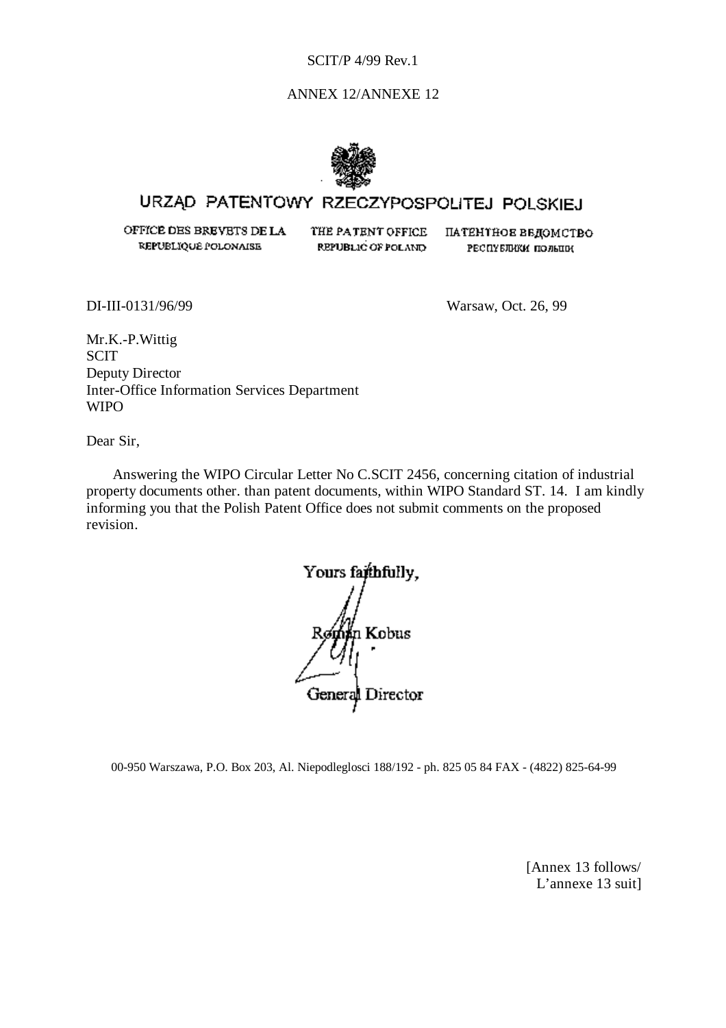SCIT/P 4/99 Rev.1

ANNEX 12/ANNEXE 12

# URZĄD PATENTOWY RZECZYPOSPOLITEJ POLSKIEJ

OFFICE DES BREVETS DE LA RÉPUBLIQUE POLONAISE | THE PATENT OFFICE REPUBLIC OF POLAND | ПАТЕНТНОЕ ВЕДОМСТВО РЕСПУБЛИКИ ПОЛЬШИ

DI-III-0131/96/99

Warsaw, Oct. 26, 99

Mr.K.-P.Wittig
SCIT
Deputy Director
Inter-Office Information Services Department
WIPO

Dear Sir,

Answering the WIPO Circular Letter No C.SCIT 2456, concerning citation of industrial property documents other. than patent documents, within WIPO Standard ST. 14. I am kindly informing you that the Polish Patent Office does not submit comments on the proposed revision.

Yours faithfully,

Roman Kobus

General Director

00-950 Warszawa, P.O. Box 203, Al. Niepodleglosci 188/192 - ph. 825 05 84 FAX - (4822) 825-64-99

[Annex 13 follows/
L'annexe 13 suit]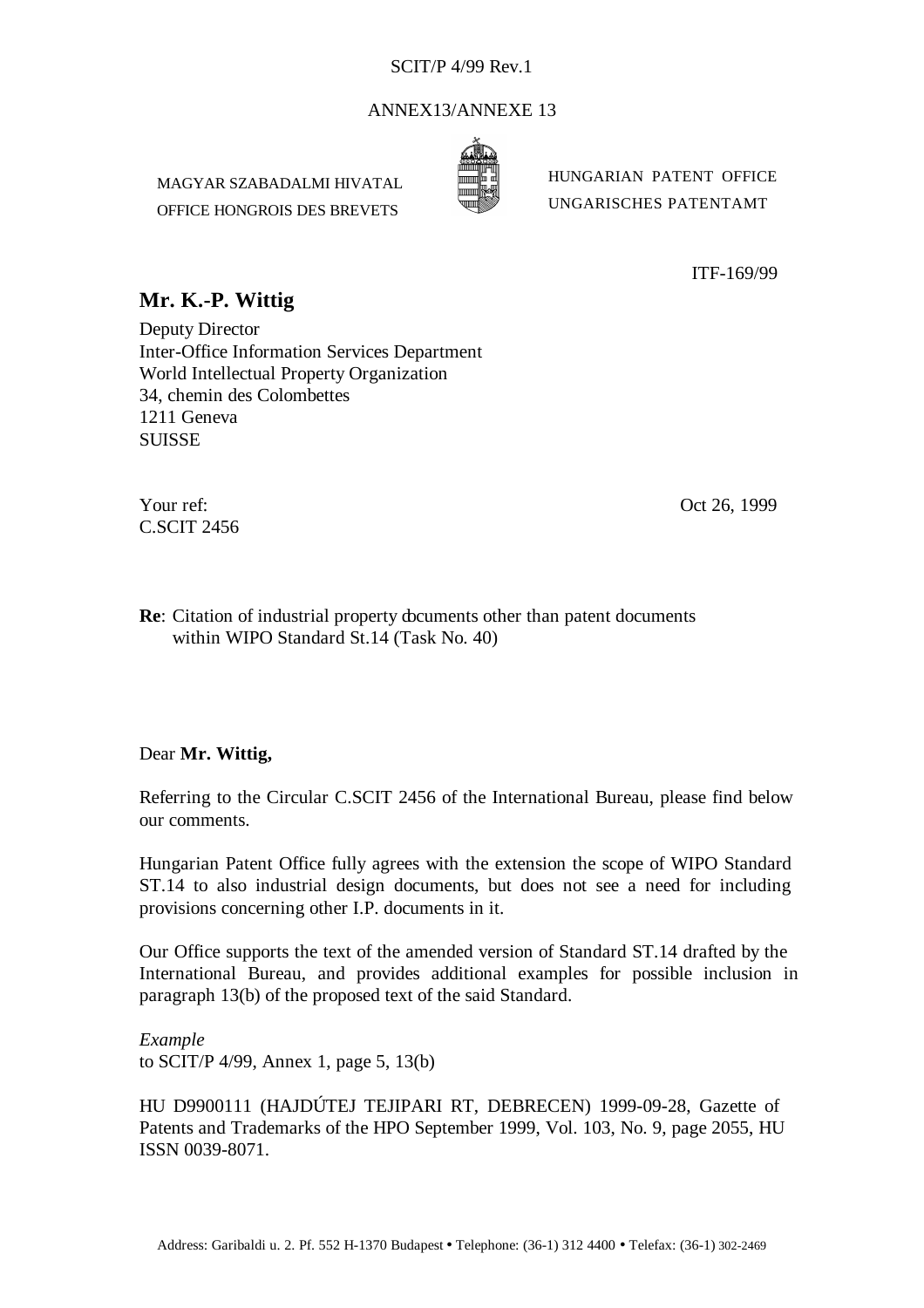SCIT/P 4/99 Rev.1

ANNEX13/ANNEXE 13

MAGYAR SZABADALMI HIVATAL
OFFICE HONGROIS DES BREVETS

HUNGARIAN PATENT OFFICE
UNGARISCHES PATENTAMT

ITF-169/99

**Mr. K.-P. Wittig**

Deputy Director
Inter-Office Information Services Department
World Intellectual Property Organization
34, chemin des Colombettes
1211 Geneva
SUISSE

Your ref:
C.SCIT 2456

Oct 26, 1999

**Re**: Citation of industrial property documents other than patent documents within WIPO Standard St.14 (Task No. 40)

Dear **Mr. Wittig,**

Referring to the Circular C.SCIT 2456 of the International Bureau, please find below our comments.

Hungarian Patent Office fully agrees with the extension the scope of WIPO Standard ST.14 to also industrial design documents, but does not see a need for including provisions concerning other I.P. documents in it.

Our Office supports the text of the amended version of Standard ST.14 drafted by the International Bureau, and provides additional examples for possible inclusion in paragraph 13(b) of the proposed text of the said Standard.

*Example*
to SCIT/P 4/99, Annex 1, page 5, 13(b)

HU D9900111 (HAJDÚTEJ TEJIPARI RT, DEBRECEN) 1999-09-28, Gazette of Patents and Trademarks of the HPO September 1999, Vol. 103, No. 9, page 2055, HU ISSN 0039-8071.

Address: Garibaldi u. 2. Pf. 552 H-1370 Budapest • Telephone: (36-1) 312 4400 • Telefax: (36-1) 302-2469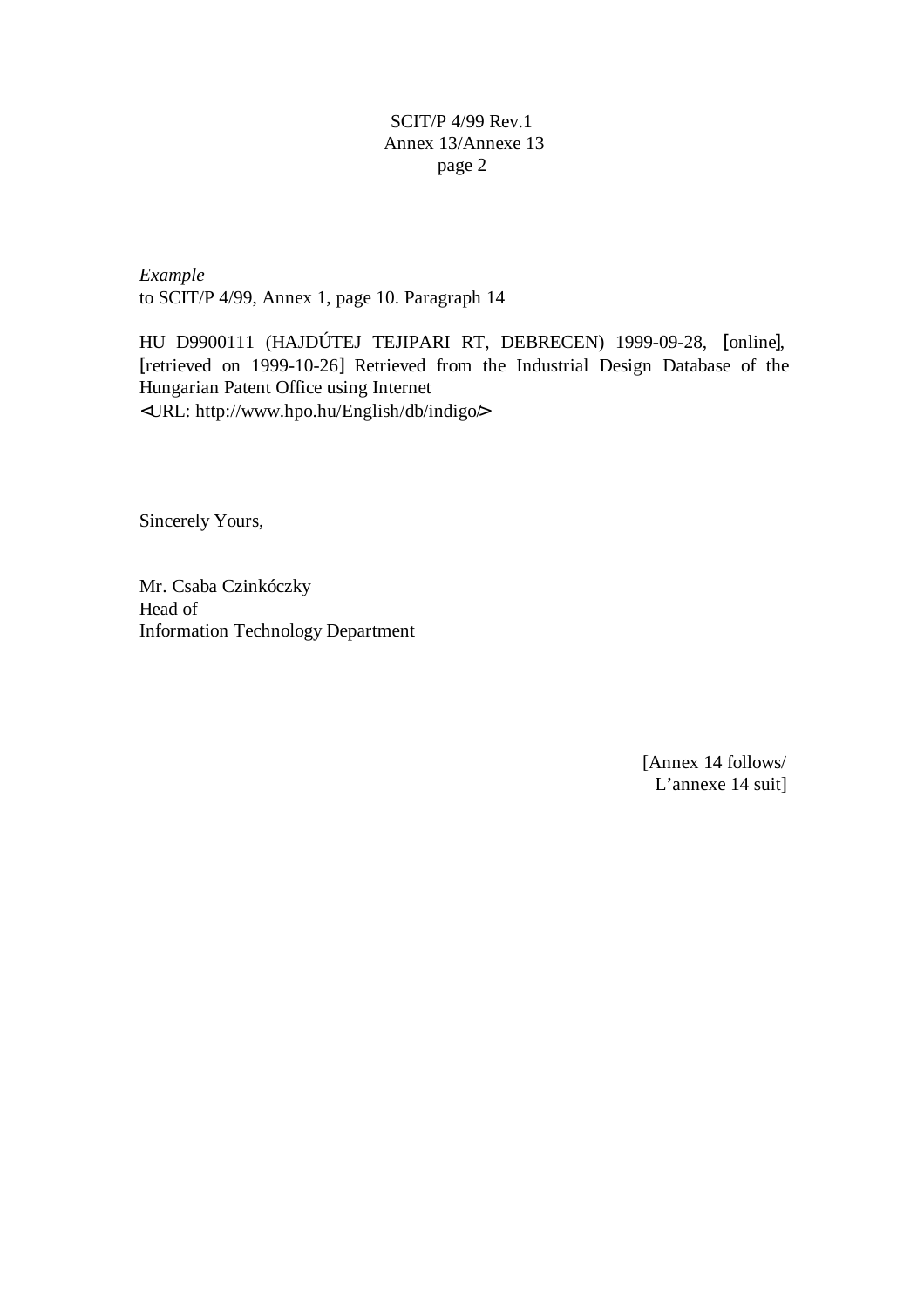*Example*
to SCIT/P 4/99, Annex 1, page 10. Paragraph 14

HU D9900111 (HAJDÚTEJ TEJIPARI RT, DEBRECEN) 1999-09-28, [online], [retrieved on 1999-10-26] Retrieved from the Industrial Design Database of the Hungarian Patent Office using Internet
<URL: http://www.hpo.hu/English/db/indigo/>

Sincerely Yours,

Mr. Csaba Czinkóczky
Head of
Information Technology Department

[Annex 14 follows/
L'annexe 14 suit]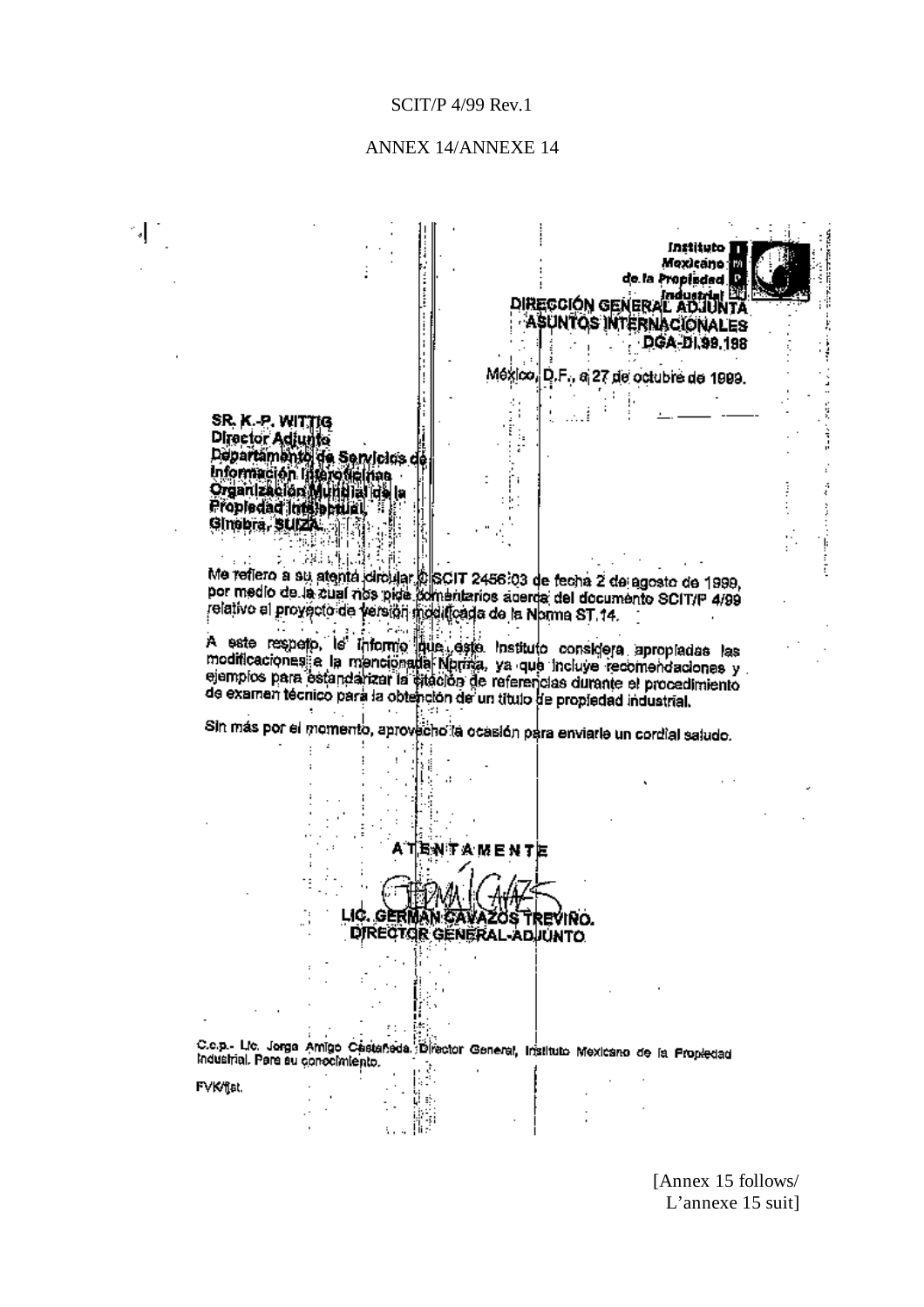ANNEX 14/ANNEXE 14

Instituto Mexicano de la Propiedad Industrial

**DIRECCIÓN GENERAL ADJUNTA ASUNTOS INTERNACIONALES**

**DGA-DI.99.198**

México, D.F., a 27 de octubre de 1999.

**SR. K.-P. WITTIG**
**Director Adjunto**
**Departamento de Servicios de Información Interoficinas**
**Organización Mundial de la Propiedad Intelectual.**
**Ginebra, SUIZA.**

Me refiero a su atenta circular C.SCIT 2456:03 de fecha 2 de agosto de 1999, por medio de la cual nos pide comentarios acerca del documento SCIT/P 4/99 relativo al proyecto de versión modificada de la Norma ST.14.

A este respecto, le informo que este Instituto considera apropiadas las modificaciones a la mencionada Norma, ya que incluye recomendaciones y ejemplos para estandarizar la citación de referencias durante el procedimiento de examen técnico para la obtención de un título de propiedad industrial.

Sin más por el momento, aprovecho la ocasión para enviarle un cordial saludo.

**ATENTAMENTE**

**LIC. GERMÁN CAVAZOS TREVIÑO.**
**DIRECTOR GENERAL-ADJUNTO**

C.c.p.- Lic. Jorge Amigo Castañeda, Director General, Instituto Mexicano de la Propiedad Industrial. Para su conocimiento.

FVK/jjst.

[Annex 15 follows/
L'annexe 15 suit]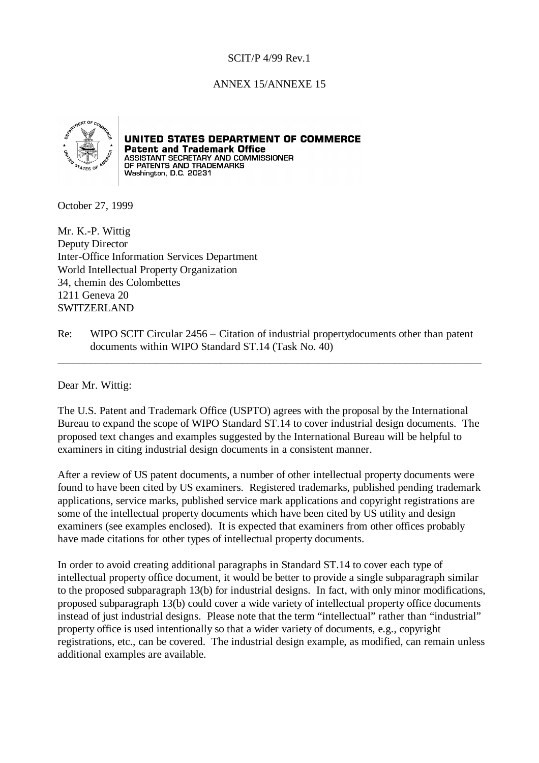SCIT/P 4/99 Rev.1

ANNEX 15/ANNEXE 15

**UNITED STATES DEPARTMENT OF COMMERCE**
**Patent and Trademark Office**
ASSISTANT SECRETARY AND COMMISSIONER
OF PATENTS AND TRADEMARKS
Washington, D.C. 20231

October 27, 1999

Mr. K.-P. Wittig
Deputy Director
Inter-Office Information Services Department
World Intellectual Property Organization
34, chemin des Colombettes
1211 Geneva 20
SWITZERLAND

Re: WIPO SCIT Circular 2456 – Citation of industrial propertydocuments other than patent documents within WIPO Standard ST.14 (Task No. 40)

---

Dear Mr. Wittig:

The U.S. Patent and Trademark Office (USPTO) agrees with the proposal by the International Bureau to expand the scope of WIPO Standard ST.14 to cover industrial design documents. The proposed text changes and examples suggested by the International Bureau will be helpful to examiners in citing industrial design documents in a consistent manner.

After a review of US patent documents, a number of other intellectual property documents were found to have been cited by US examiners. Registered trademarks, published pending trademark applications, service marks, published service mark applications and copyright registrations are some of the intellectual property documents which have been cited by US utility and design examiners (see examples enclosed). It is expected that examiners from other offices probably have made citations for other types of intellectual property documents.

In order to avoid creating additional paragraphs in Standard ST.14 to cover each type of intellectual property office document, it would be better to provide a single subparagraph similar to the proposed subparagraph 13(b) for industrial designs. In fact, with only minor modifications, proposed subparagraph 13(b) could cover a wide variety of intellectual property office documents instead of just industrial designs. Please note that the term "intellectual" rather than "industrial" property office is used intentionally so that a wider variety of documents, e.g., copyright registrations, etc., can be covered. The industrial design example, as modified, can remain unless additional examples are available.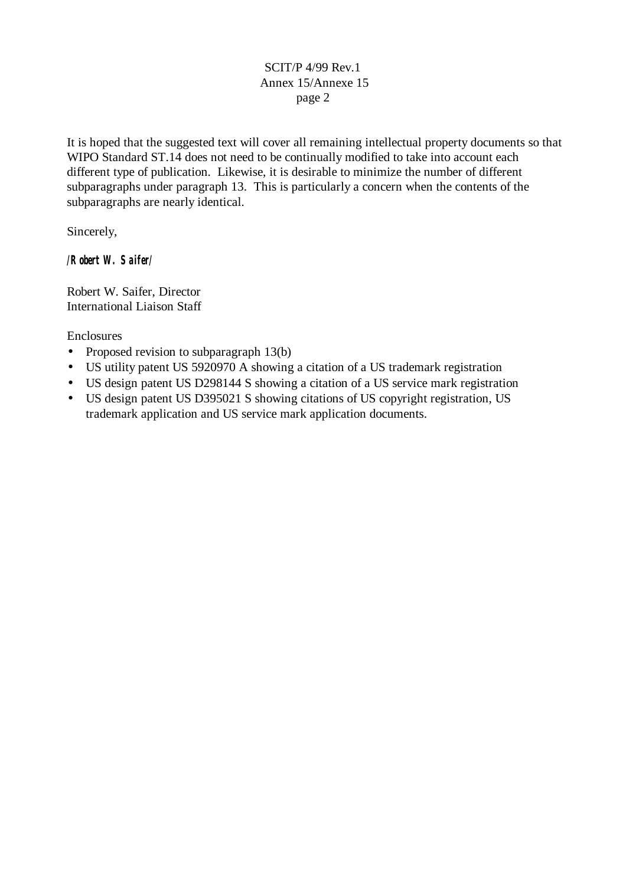It is hoped that the suggested text will cover all remaining intellectual property documents so that WIPO Standard ST.14 does not need to be continually modified to take into account each different type of publication. Likewise, it is desirable to minimize the number of different subparagraphs under paragraph 13. This is particularly a concern when the contents of the subparagraphs are nearly identical.

Sincerely,

**/Robert W. Saifer/**

Robert W. Saifer, Director
International Liaison Staff

Enclosures

- Proposed revision to subparagraph 13(b)
- US utility patent US 5920970 A showing a citation of a US trademark registration
- US design patent US D298144 S showing a citation of a US service mark registration
- US design patent US D395021 S showing citations of US copyright registration, US trademark application and US service mark application documents.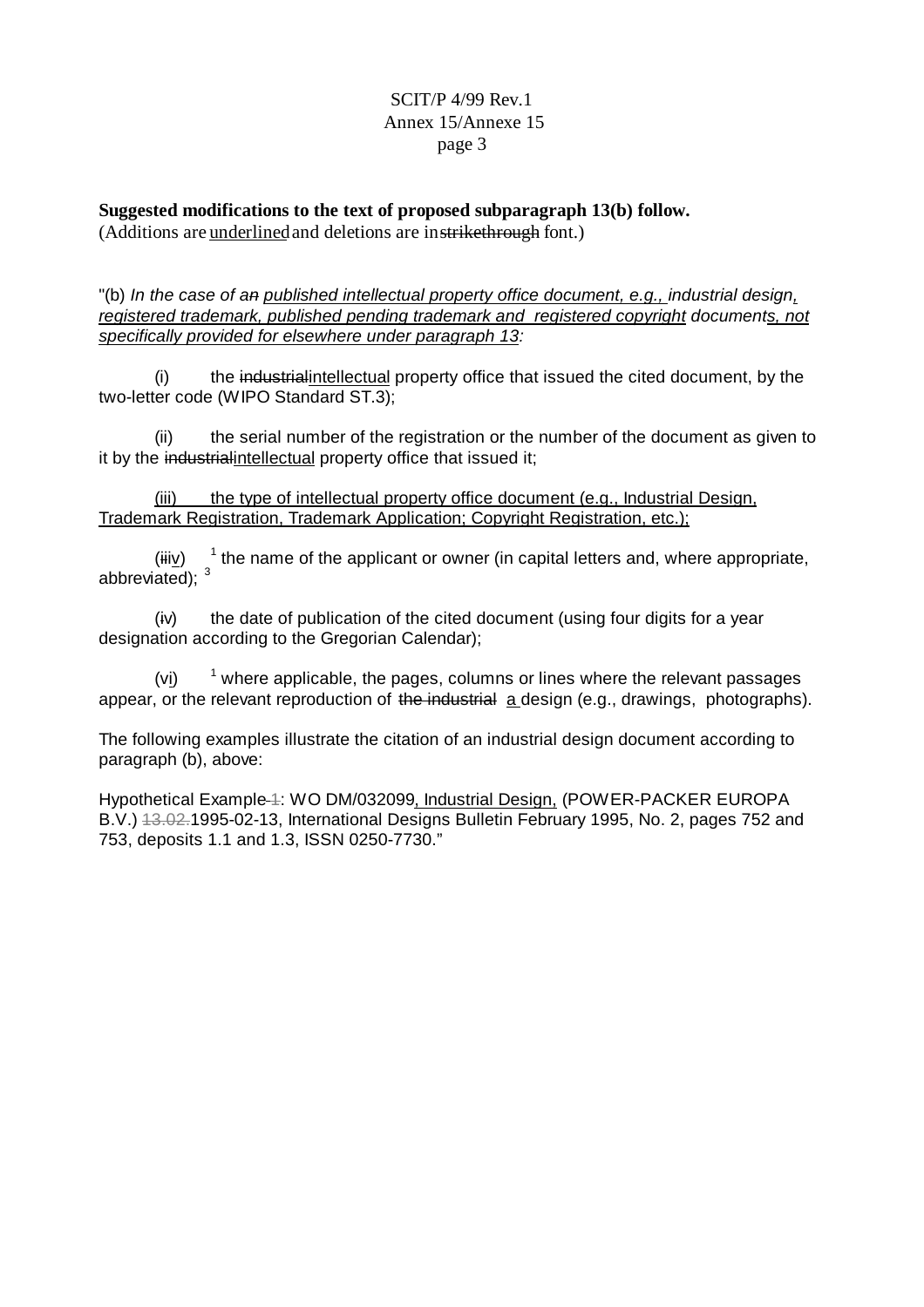**Suggested modifications to the text of proposed subparagraph 13(b) follow.**
(Additions are <u>underlined</u> and deletions are in ~~strikethrough~~ font.)

"(b) *In the case of a~~n~~* <u>*published intellectual property office document, e.g.,*</u> *industrial design*<u>*, registered trademark, published pending trademark and registered copyright*</u> *document*<u>*s, not specifically provided for elsewhere under paragraph 13*</u>*:*

(i) the ~~industrial~~<u>intellectual</u> property office that issued the cited document, by the two-letter code (WIPO Standard ST.3);

(ii) the serial number of the registration or the number of the document as given to it by the ~~industrial~~<u>intellectual</u> property office that issued it;

<u>(iii) the type of intellectual property office document (e.g., Industrial Design, Trademark Registration, Trademark Application; Copyright Registration, etc.);</u>

(~~iii~~<u>iv</u>) [1] the name of the applicant or owner (in capital letters and, where appropriate, abbreviated); [3]

(~~i~~v) the date of publication of the cited document (using four digits for a year designation according to the Gregorian Calendar);

(v<u>i</u>) [1] where applicable, the pages, columns or lines where the relevant passages appear, or the relevant reproduction of ~~the industrial~~ <u>a</u> design (e.g., drawings, photographs).

The following examples illustrate the citation of an industrial design document according to paragraph (b), above:

Hypothetical Example~~ 1~~: WO DM/032099<u>, Industrial Design,</u> (POWER-PACKER EUROPA B.V.) ~~13.02.~~1995-02-13, International Designs Bulletin February 1995, No. 2, pages 752 and 753, deposits 1.1 and 1.3, ISSN 0250-7730."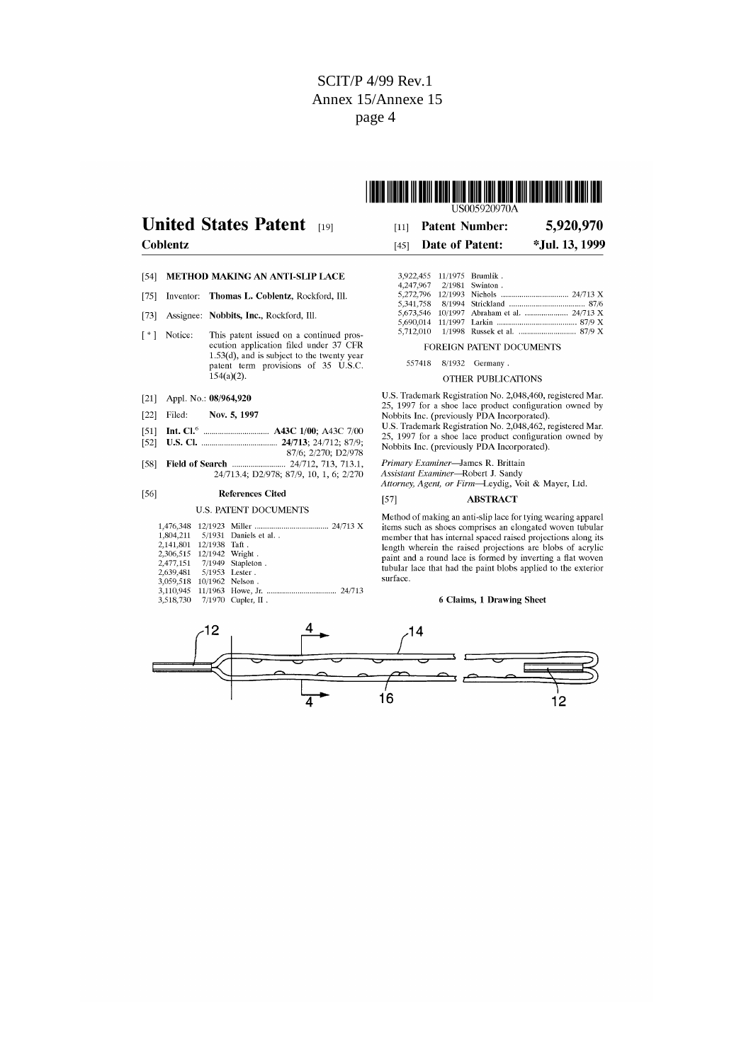SCIT/P 4/99 Rev.1
Annex 15/Annexe 15
page 4

US005920970A

# United States Patent [19]

**Coblentz**

[11] **Patent Number: 5,920,970**

[45] **Date of Patent: *Jul. 13, 1999**

[54] **METHOD MAKING AN ANTI-SLIP LACE**

[75] Inventor: **Thomas L. Coblentz**, Rockford, Ill.

[73] Assignee: **Nobbits, Inc.**, Rockford, Ill.

[ * ] Notice: This patent issued on a continued prosecution application filed under 37 CFR 1.53(d), and is subject to the twenty year patent term provisions of 35 U.S.C. 154(a)(2).

[21] Appl. No.: **08/964,920**

[22] Filed: **Nov. 5, 1997**

[51] **Int. Cl.**[6] ................................ **A43C 1/00**; A43C 7/00

[52] **U.S. Cl.** ................................ **24/713**; 24/712; 87/9; 87/6; 2/270; D2/978

[58] **Field of Search** .......................... 24/712, 713, 713.1, 24/713.4; D2/978; 87/9, 10, 1, 6; 2/270

[56] **References Cited**

U.S. PATENT DOCUMENTS

| | | | |
|---|---|---|---|
| 1,476,348 | 12/1923 | Miller | 24/713 X |
| 1,804,211 | 5/1931 | Daniels et al. | |
| 2,141,801 | 12/1938 | Taft . | |
| 2,306,515 | 12/1942 | Wright . | |
| 2,477,151 | 7/1949 | Stapleton . | |
| 2,639,481 | 5/1953 | Lester . | |
| 3,059,518 | 10/1962 | Nelson . | |
| 3,110,945 | 11/1963 | Howe, Jr. | 24/713 |
| 3,518,730 | 7/1970 | Cupler, II . | |
| 3,922,455 | 11/1975 | Brumlik . | |
| 4,247,967 | 2/1981 | Swinton . | |
| 5,272,796 | 12/1993 | Nichols | 24/713 X |
| 5,341,758 | 8/1994 | Strickland | 87/6 |
| 5,673,546 | 10/1997 | Abraham et al. | 24/713 X |
| 5,690,014 | 11/1997 | Larkin | 87/9 X |
| 5,712,010 | 1/1998 | Russek et al. | 87/9 X |

FOREIGN PATENT DOCUMENTS

557418 8/1932 Germany .

OTHER PUBLICATIONS

U.S. Trademark Registration No. 2,048,460, registered Mar. 25, 1997 for a shoe lace product configuration owned by Nobbits Inc. (previously PDA Incorporated).

U.S. Trademark Registration No. 2,048,462, registered Mar. 25, 1997 for a shoe lace product configuration owned by Nobbits Inc. (previously PDA Incorporated).

*Primary Examiner*—James R. Brittain
*Assistant Examiner*—Robert J. Sandy
*Attorney, Agent, or Firm*—Leydig, Voit & Mayer, Ltd.

[57] **ABSTRACT**

Method of making an anti-slip lace for tying wearing apparel items such as shoes comprises an elongated woven tubular member that has internal spaced raised projections along its length wherein the raised projections are blobs of acrylic paint and a round lace is formed by inverting a flat woven tubular lace that had the paint blobs applied to the exterior surface.

**6 Claims, 1 Drawing Sheet**

12 4 14 4 16 12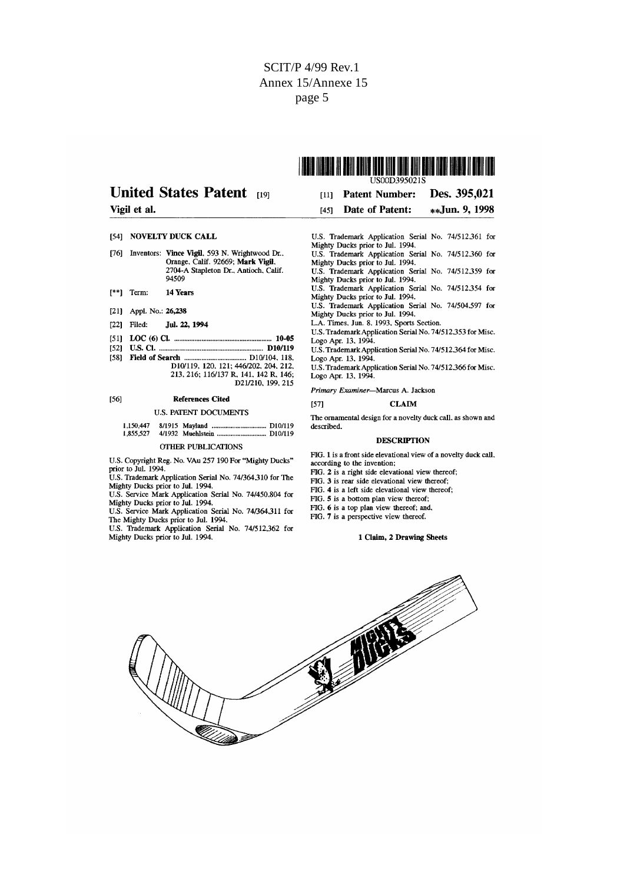SCIT/P 4/99 Rev.1
Annex 15/Annexe 15
page 5

US00D395021S

# United States Patent [19]

**Vigil et al.**

[11] **Patent Number: Des. 395,021**

[45] **Date of Patent: \*\*Jun. 9, 1998**

[54] **NOVELTY DUCK CALL**

[76] Inventors: **Vince Vigil**, 593 N. Wrightwood Dr., Orange, Calif. 92669; **Mark Vigil**, 2704-A Stapleton Dr., Antioch, Calif. 94509

[\*\*] Term: **14 Years**

[21] Appl. No.: **26,238**

[22] Filed: **Jul. 22, 1994**

[51] **LOC (6) Cl.** ........................................................ **10-05**

[52] **U.S. Cl.** ........................................................ **D10/119**

[58] **Field of Search** .................................... D10/104, 118, D10/119, 120, 121; 446/202, 204, 212, 213, 216; 116/137 R, 141, 142 R, 146; D21/210, 199, 215

[56] **References Cited**

U.S. PATENT DOCUMENTS

| | | | |
|---|---|---|---|
| 1,150,447 | 8/1915 | Mayland | D10/119 |
| 1,855,527 | 4/1932 | Muehlstein | D10/119 |

OTHER PUBLICATIONS

U.S. Copyright Reg. No. VAu 257 190 For "Mighty Ducks" prior to Jul. 1994.
U.S. Trademark Application Serial No. 74/364,310 for The Mighty Ducks prior to Jul. 1994.
U.S. Service Mark Application Serial No. 74/450,804 for Mighty Ducks prior to Jul. 1994.
U.S. Service Mark Application Serial No. 74/364,311 for The Mighty Ducks prior to Jul. 1994.
U.S. Trademark Application Serial No. 74/512,362 for Mighty Ducks prior to Jul. 1994.
U.S. Trademark Application Serial No. 74/512,361 for Mighty Ducks prior to Jul. 1994.
U.S. Trademark Application Serial No. 74/512,360 for Mighty Ducks prior to Jul. 1994.
U.S. Trademark Application Serial No. 74/512,359 for Mighty Ducks prior to Jul. 1994.
U.S. Trademark Application Serial No. 74/512,354 for Mighty Ducks prior to Jul. 1994.
U.S. Trademark Application Serial No. 74/504,597 for Mighty Ducks prior to Jul. 1994.
L.A. Times, Jun. 8, 1993, Sports Section.
U.S. Trademark Application Serial No. 74/512,353 for Misc. Logo Apr. 13, 1994.
U.S. Trademark Application Serial No. 74/512,364 for Misc. Logo Apr. 13, 1994.
U.S. Trademark Application Serial No. 74/512,366 for Misc. Logo Apr. 13, 1994.

*Primary Examiner*—Marcus A. Jackson

[57] **CLAIM**

The ornamental design for a novelty duck call, as shown and described.

**DESCRIPTION**

FIG. 1 is a front side elevational view of a novelty duck call, according to the invention;
FIG. 2 is a right side elevational view thereof;
FIG. 3 is rear side elevational view thereof;
FIG. 4 is a left side elevational view thereof;
FIG. 5 is a bottom plan view thereof;
FIG. 6 is a top plan view thereof; and,
FIG. 7 is a perspective view thereof.

**1 Claim, 2 Drawing Sheets**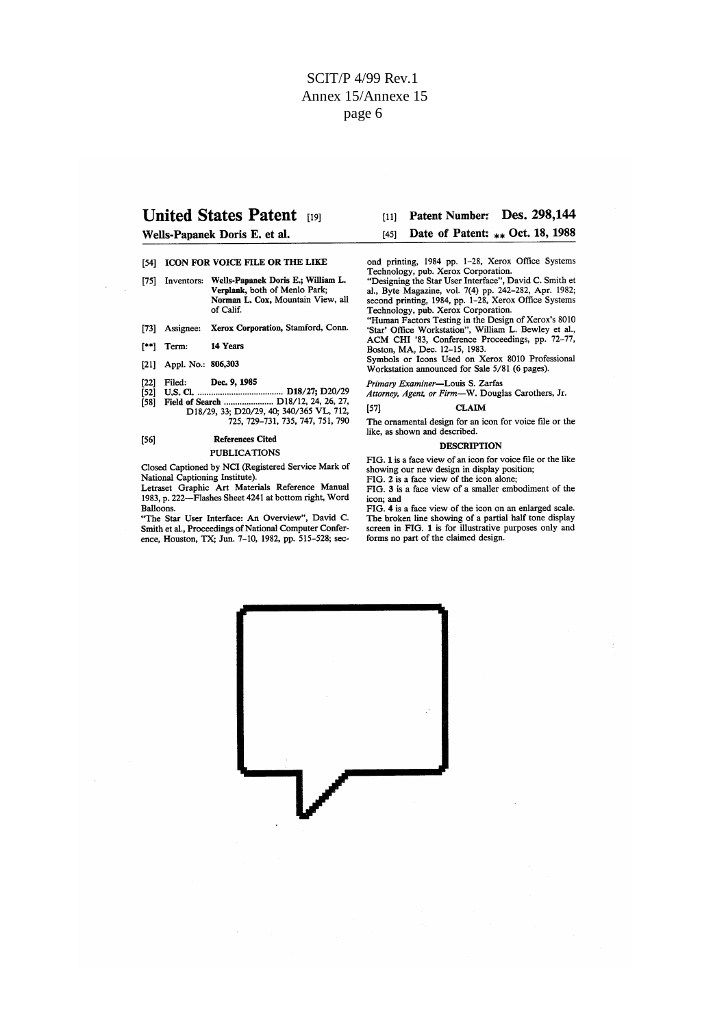SCIT/P 4/99 Rev.1
Annex 15/Annexe 15

# United States Patent [19]

**Wells-Papanek Doris E. et al.**

[11] **Patent Number: Des. 298,144**

[45] **Date of Patent: ** Oct. 18, 1988**

[54] **ICON FOR VOICE FILE OR THE LIKE**

[75] Inventors: **Wells-Papanek Doris E.; William L. Verplank,** both of Menlo Park; **Norman L. Cox,** Mountain View, all of Calif.

[73] Assignee: **Xerox Corporation,** Stamford, Conn.

[**] Term: **14 Years**

[21] Appl. No.: **806,303**

[22] Filed: **Dec. 9, 1985**

[52] U.S. Cl. ..................................... **D18/27;** D20/29

[58] **Field of Search** ..................... D18/12, 24, 26, 27, D18/29, 33; D20/29, 40; 340/365 VL, 712, 725, 729–731, 735, 747, 751, 790

[56] **References Cited**

PUBLICATIONS

Closed Captioned by NCI (Registered Service Mark of National Captioning Institute).

Letraset Graphic Art Materials Reference Manual 1983, p. 222—Flashes Sheet 4241 at bottom right, Word Balloons.

"The Star User Interface: An Overview", David C. Smith et al., Proceedings of National Computer Conference, Houston, TX; Jun. 7–10, 1982, pp. 515–528; second printing, 1984 pp. 1–28, Xerox Office Systems Technology, pub. Xerox Corporation.

"Designing the Star User Interface", David C. Smith et al., Byte Magazine, vol. 7(4) pp. 242–282, Apr. 1982; second printing, 1984, pp. 1–28, Xerox Office Systems Technology, pub. Xerox Corporation.

"Human Factors Testing in the Design of Xerox's 8010 'Star' Office Workstation", William L. Bewley et al., ACM CHI '83, Conference Proceedings, pp. 72–77, Boston, MA, Dec. 12–15, 1983.

Symbols or Icons Used on Xerox 8010 Professional Workstation announced for Sale 5/81 (6 pages).

*Primary Examiner*—Louis S. Zarfas

*Attorney, Agent, or Firm*—W. Douglas Carothers, Jr.

[57] **CLAIM**

The ornamental design for an icon for voice file or the like, as shown and described.

**DESCRIPTION**

FIG. 1 is a face view of an icon for voice file or the like showing our new design in display position;

FIG. 2 is a face view of the icon alone;

FIG. 3 is a face view of a smaller embodiment of the icon; and

FIG. 4 is a face view of the icon on an enlarged scale.

The broken line showing of a partial half tone display screen in FIG. 1 is for illustrative purposes only and forms no part of the claimed design.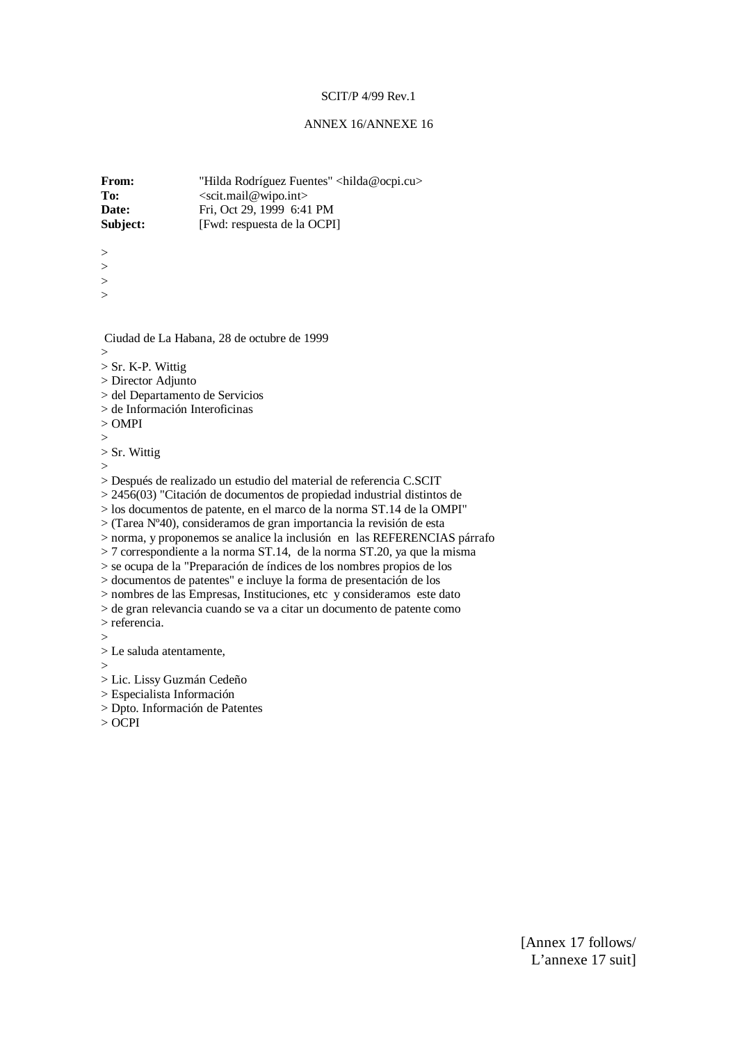SCIT/P 4/99 Rev.1

ANNEX 16/ANNEXE 16

**From:** "Hilda Rodríguez Fuentes" <hilda@ocpi.cu>
**To:** <scit.mail@wipo.int>
**Date:** Fri, Oct 29, 1999 6:41 PM
**Subject:** [Fwd: respuesta de la OCPI]

>
>
>
>

Ciudad de La Habana, 28 de octubre de 1999
>
> Sr. K-P. Wittig
> Director Adjunto
> del Departamento de Servicios
> de Información Interoficinas
> OMPI
>
> Sr. Wittig
>
> Después de realizado un estudio del material de referencia C.SCIT
> 2456(03) "Citación de documentos de propiedad industrial distintos de
> los documentos de patente, en el marco de la norma ST.14 de la OMPI"
> (Tarea Nº40), consideramos de gran importancia la revisión de esta
> norma, y proponemos se analice la inclusión en las REFERENCIAS párrafo
> 7 correspondiente a la norma ST.14, de la norma ST.20, ya que la misma
> se ocupa de la "Preparación de índices de los nombres propios de los
> documentos de patentes" e incluye la forma de presentación de los
> nombres de las Empresas, Instituciones, etc y consideramos este dato
> de gran relevancia cuando se va a citar un documento de patente como
> referencia.
>
> Le saluda atentamente,
>
> Lic. Lissy Guzmán Cedeño
> Especialista Información
> Dpto. Información de Patentes
> OCPI

[Annex 17 follows/
L'annexe 17 suit]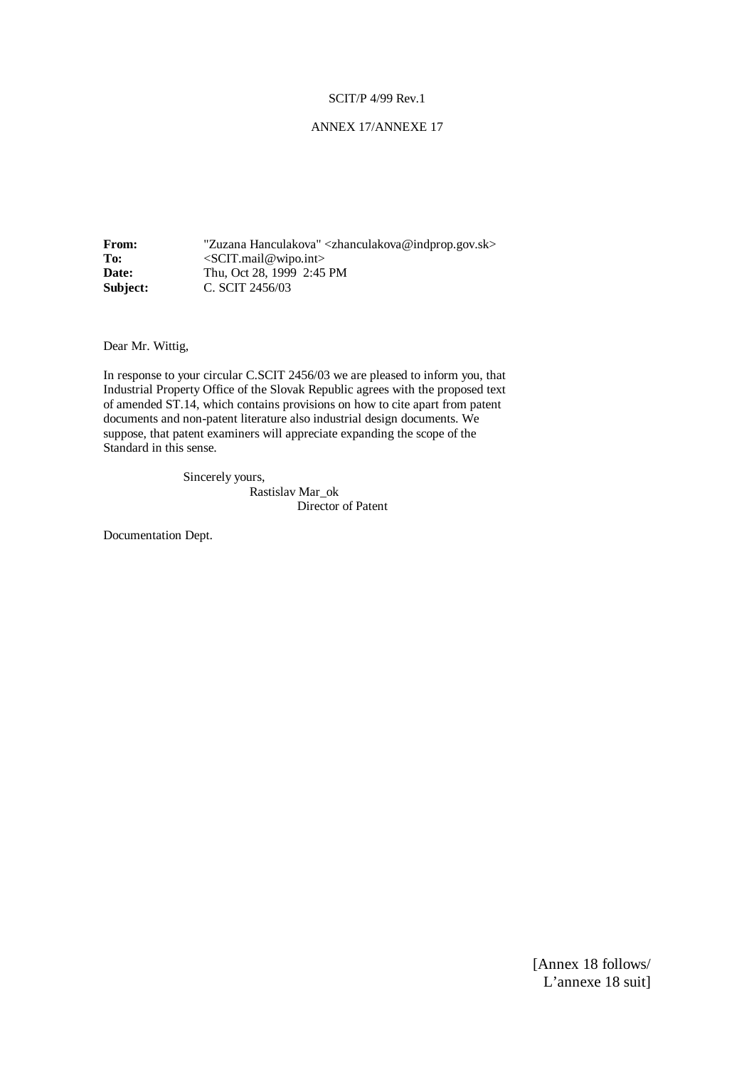SCIT/P 4/99 Rev.1

ANNEX 17/ANNEXE 17

**From:** "Zuzana Hanculakova" <zhanculakova@indprop.gov.sk>
**To:** <SCIT.mail@wipo.int>
**Date:** Thu, Oct 28, 1999 2:45 PM
**Subject:** C. SCIT 2456/03

Dear Mr. Wittig,

In response to your circular C.SCIT 2456/03 we are pleased to inform you, that Industrial Property Office of the Slovak Republic agrees with the proposed text of amended ST.14, which contains provisions on how to cite apart from patent documents and non-patent literature also industrial design documents. We suppose, that patent examiners will appreciate expanding the scope of the Standard in this sense.

Sincerely yours,
Rastislav Mar_ok
Director of Patent

Documentation Dept.

[Annex 18 follows/
L'annexe 18 suit]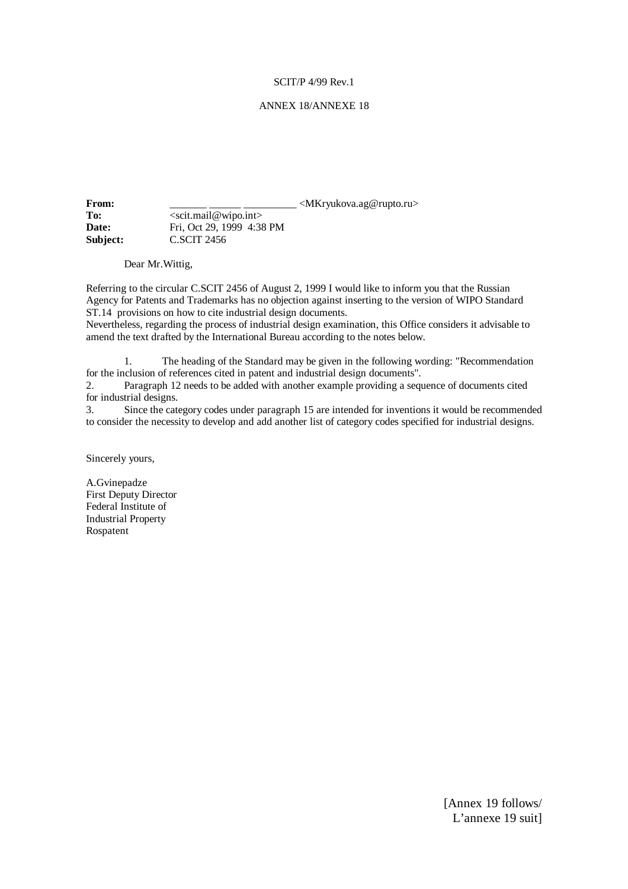SCIT/P 4/99 Rev.1

ANNEX 18/ANNEXE 18

| | |
|---|---|
| **From:** | _______ ______ __________ <MKryukova.ag@rupto.ru> |
| **To:** | <scit.mail@wipo.int> |
| **Date:** | Fri, Oct 29, 1999 4:38 PM |
| **Subject:** | C.SCIT 2456 |

Dear Mr.Wittig,

Referring to the circular C.SCIT 2456 of August 2, 1999 I would like to inform you that the Russian Agency for Patents and Trademarks has no objection against inserting to the version of WIPO Standard ST.14 provisions on how to cite industrial design documents.
Nevertheless, regarding the process of industrial design examination, this Office considers it advisable to amend the text drafted by the International Bureau according to the notes below.

1. The heading of the Standard may be given in the following wording: "Recommendation for the inclusion of references cited in patent and industrial design documents".
2. Paragraph 12 needs to be added with another example providing a sequence of documents cited for industrial designs.
3. Since the category codes under paragraph 15 are intended for inventions it would be recommended to consider the necessity to develop and add another list of category codes specified for industrial designs.

Sincerely yours,

A.Gvinepadze
First Deputy Director
Federal Institute of
Industrial Property
Rospatent

[Annex 19 follows/
L'annexe 19 suit]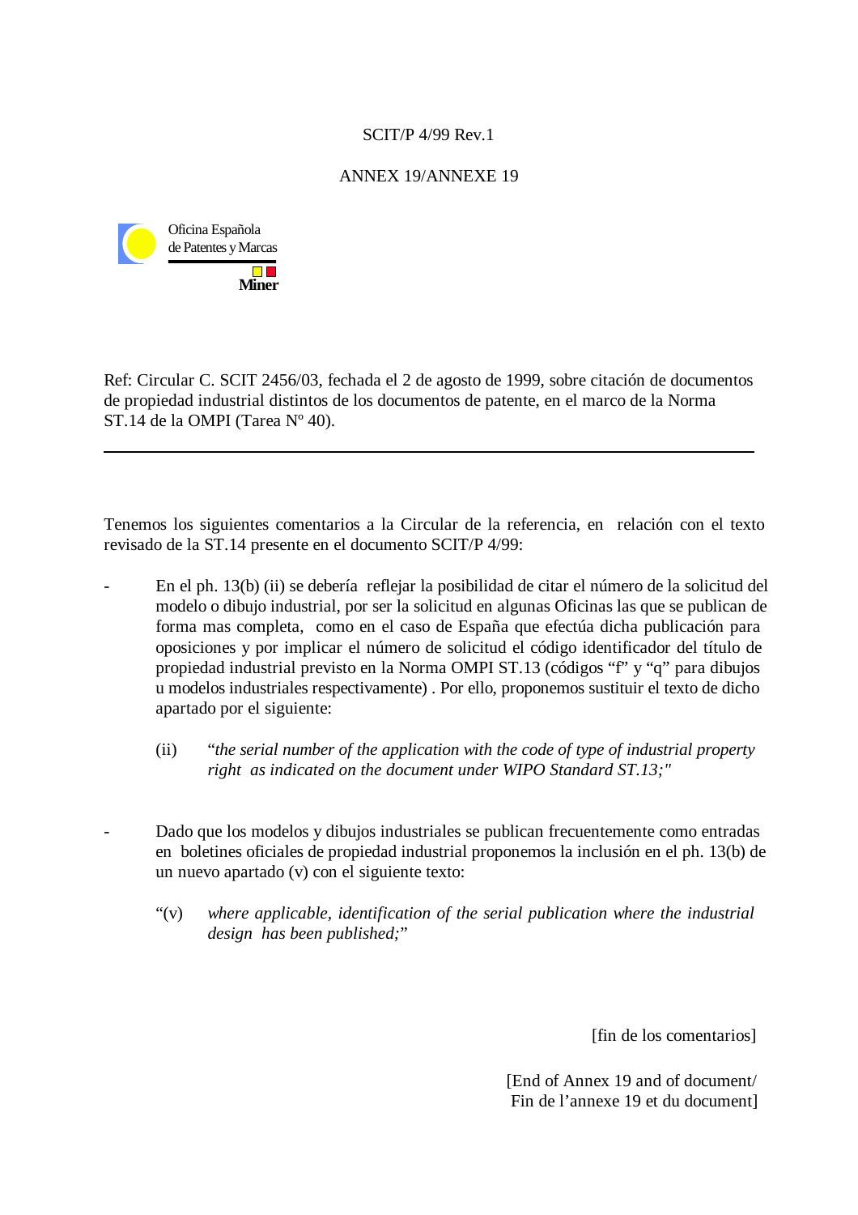SCIT/P 4/99 Rev.1

ANNEX 19/ANNEXE 19

Oficina Española
de Patentes y Marcas

**Miner**

Ref: Circular C. SCIT 2456/03, fechada el 2 de agosto de 1999, sobre citación de documentos de propiedad industrial distintos de los documentos de patente, en el marco de la Norma ST.14 de la OMPI (Tarea Nº 40).

---

Tenemos los siguientes comentarios a la Circular de la referencia, en relación con el texto revisado de la ST.14 presente en el documento SCIT/P 4/99:

- En el ph. 13(b) (ii) se debería reflejar la posibilidad de citar el número de la solicitud del modelo o dibujo industrial, por ser la solicitud en algunas Oficinas las que se publican de forma mas completa, como en el caso de España que efectúa dicha publicación para oposiciones y por implicar el número de solicitud el código identificador del título de propiedad industrial previsto en la Norma OMPI ST.13 (códigos "f" y "q" para dibujos u modelos industriales respectivamente) . Por ello, proponemos sustituir el texto de dicho apartado por el siguiente:

  (ii) "*the serial number of the application with the code of type of industrial property right as indicated on the document under WIPO Standard ST.13;"*

- Dado que los modelos y dibujos industriales se publican frecuentemente como entradas en boletines oficiales de propiedad industrial proponemos la inclusión en el ph. 13(b) de un nuevo apartado (v) con el siguiente texto:

  "(v) *where applicable, identification of the serial publication where the industrial design has been published;*"

[fin de los comentarios]

[End of Annex 19 and of document/
Fin de l'annexe 19 et du document]